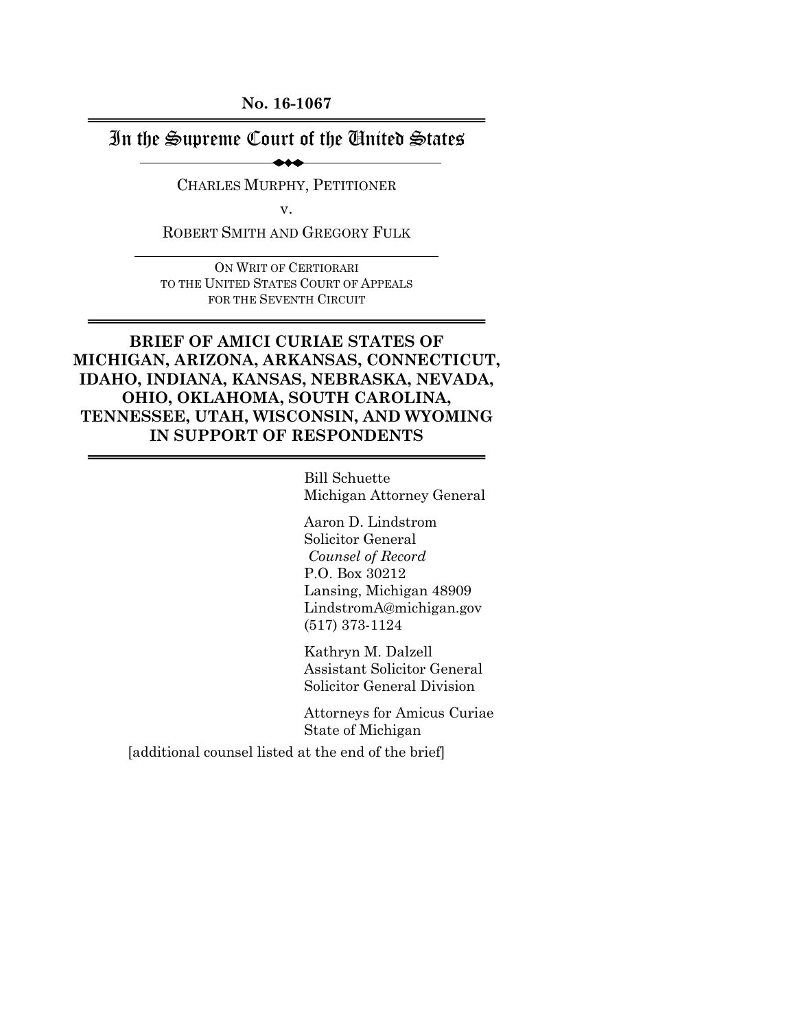**No. 16-1067**

# In the Supreme Court of the United States

CHARLES MURPHY, PETITIONER

v.

ROBERT SMITH AND GREGORY FULK

ON WRIT OF CERTIORARI
TO THE UNITED STATES COURT OF APPEALS
FOR THE SEVENTH CIRCUIT

## BRIEF OF AMICI CURIAE STATES OF MICHIGAN, ARIZONA, ARKANSAS, CONNECTICUT, IDAHO, INDIANA, KANSAS, NEBRASKA, NEVADA, OHIO, OKLAHOMA, SOUTH CAROLINA, TENNESSEE, UTAH, WISCONSIN, AND WYOMING IN SUPPORT OF RESPONDENTS

Bill Schuette
Michigan Attorney General

Aaron D. Lindstrom
Solicitor General
*Counsel of Record*
P.O. Box 30212
Lansing, Michigan 48909
LindstromA@michigan.gov
(517) 373-1124

Kathryn M. Dalzell
Assistant Solicitor General
Solicitor General Division

Attorneys for Amicus Curiae
State of Michigan

[additional counsel listed at the end of the brief]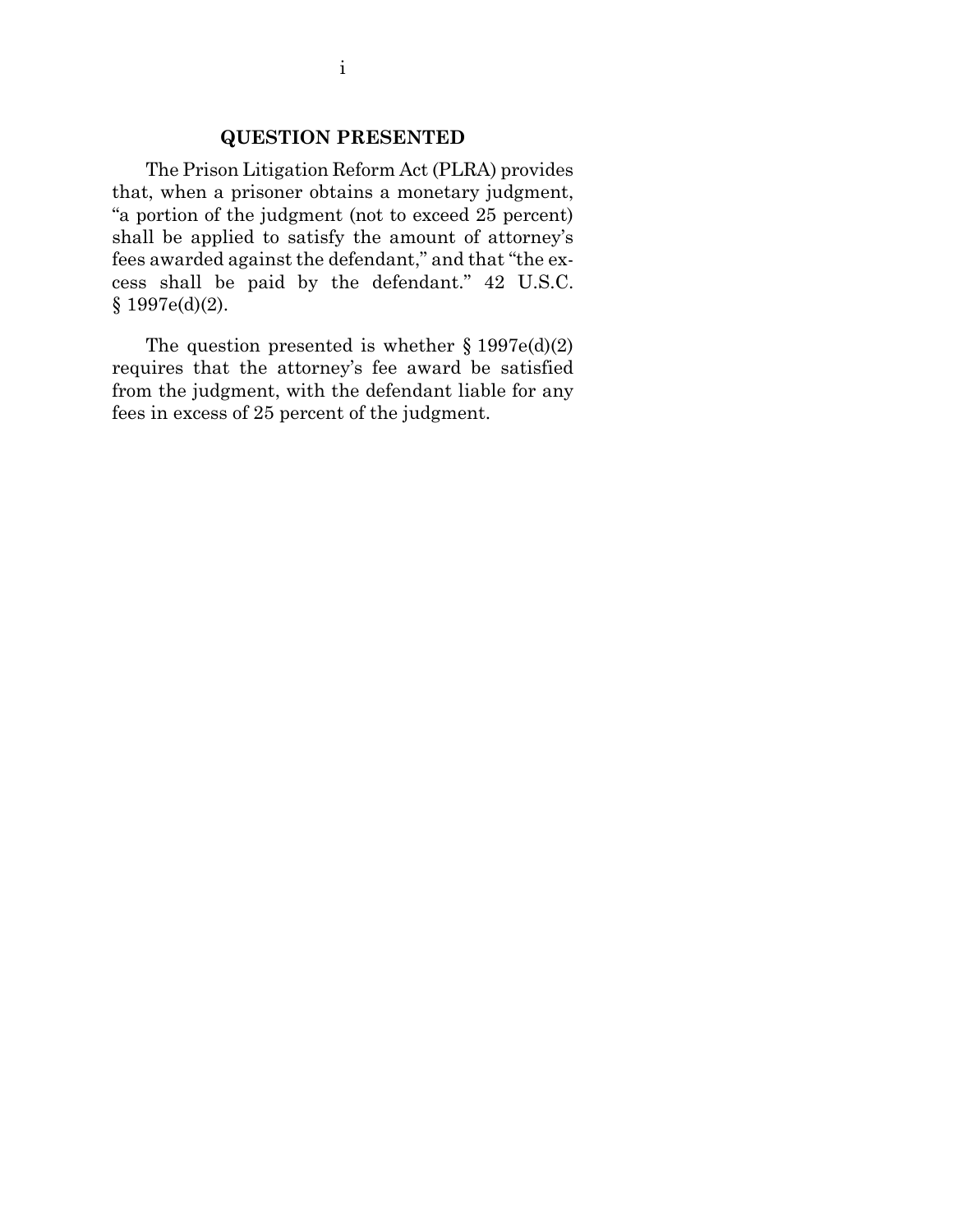## QUESTION PRESENTED

The Prison Litigation Reform Act (PLRA) provides that, when a prisoner obtains a monetary judgment, "a portion of the judgment (not to exceed 25 percent) shall be applied to satisfy the amount of attorney's fees awarded against the defendant," and that "the excess shall be paid by the defendant." 42 U.S.C. § 1997e(d)(2).

The question presented is whether § 1997e(d)(2) requires that the attorney's fee award be satisfied from the judgment, with the defendant liable for any fees in excess of 25 percent of the judgment.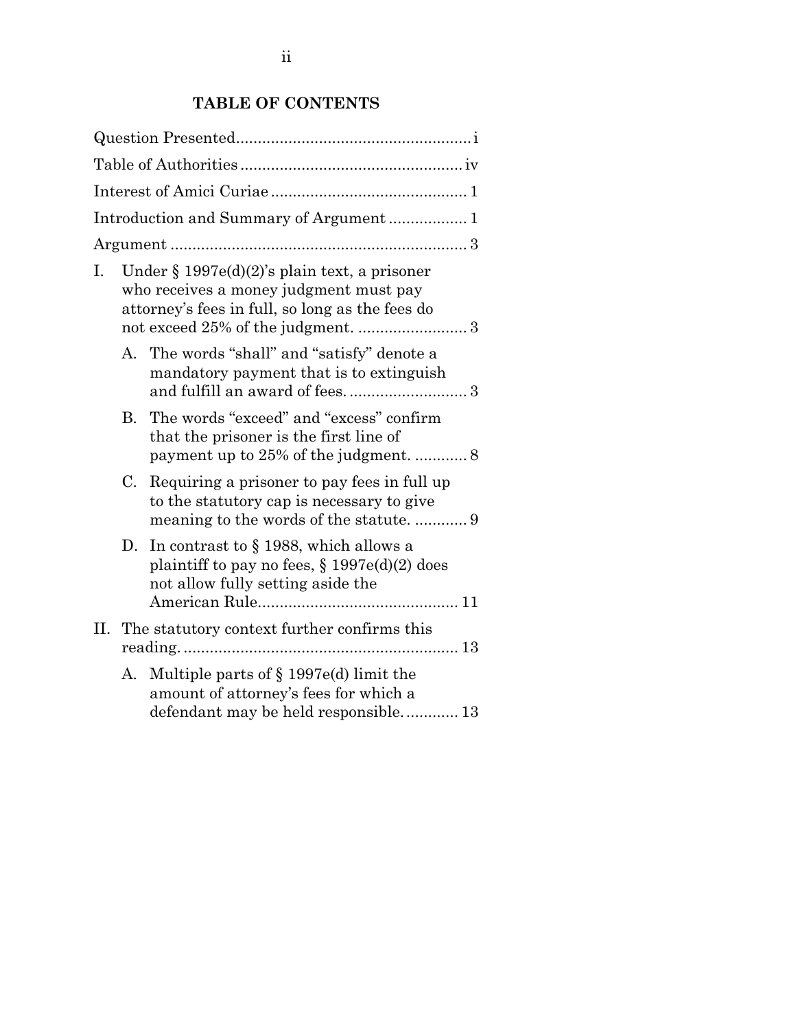## TABLE OF CONTENTS

Question Presented .................................................... i

Table of Authorities .................................................. iv

Interest of Amici Curiae ............................................ 1

Introduction and Summary of Argument ................. 1

Argument .................................................................. 3

I. Under § 1997e(d)(2)'s plain text, a prisoner who receives a money judgment must pay attorney's fees in full, so long as the fees do not exceed 25% of the judgment. ......................... 3

   A. The words "shall" and "satisfy" denote a mandatory payment that is to extinguish and fulfill an award of fees. .......................... 3

   B. The words "exceed" and "excess" confirm that the prisoner is the first line of payment up to 25% of the judgment. ............ 8

   C. Requiring a prisoner to pay fees in full up to the statutory cap is necessary to give meaning to the words of the statute. ............ 9

   D. In contrast to § 1988, which allows a plaintiff to pay no fees, § 1997e(d)(2) does not allow fully setting aside the American Rule............................................. 11

II. The statutory context further confirms this reading. ............................................................. 13

   A. Multiple parts of § 1997e(d) limit the amount of attorney's fees for which a defendant may be held responsible. ............ 13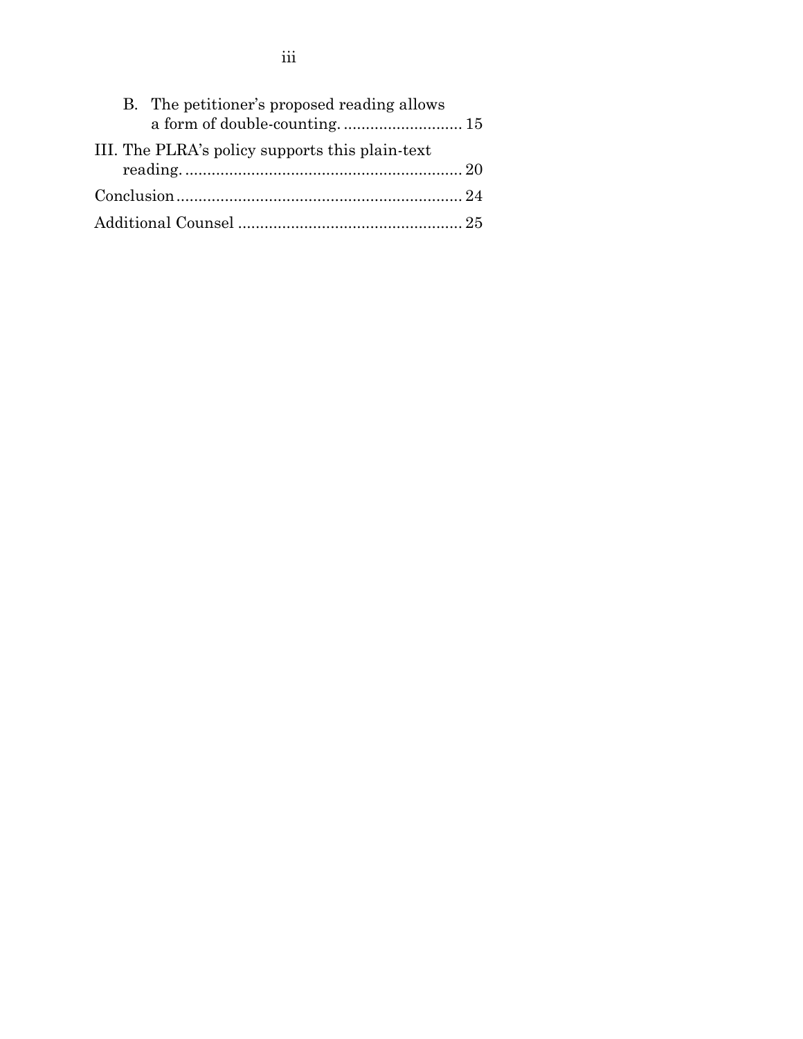B. The petitioner's proposed reading allows a form of double-counting. ........................... 15

III. The PLRA's policy supports this plain-text reading. ................................................................ 20

Conclusion ................................................................. 24

Additional Counsel ................................................... 25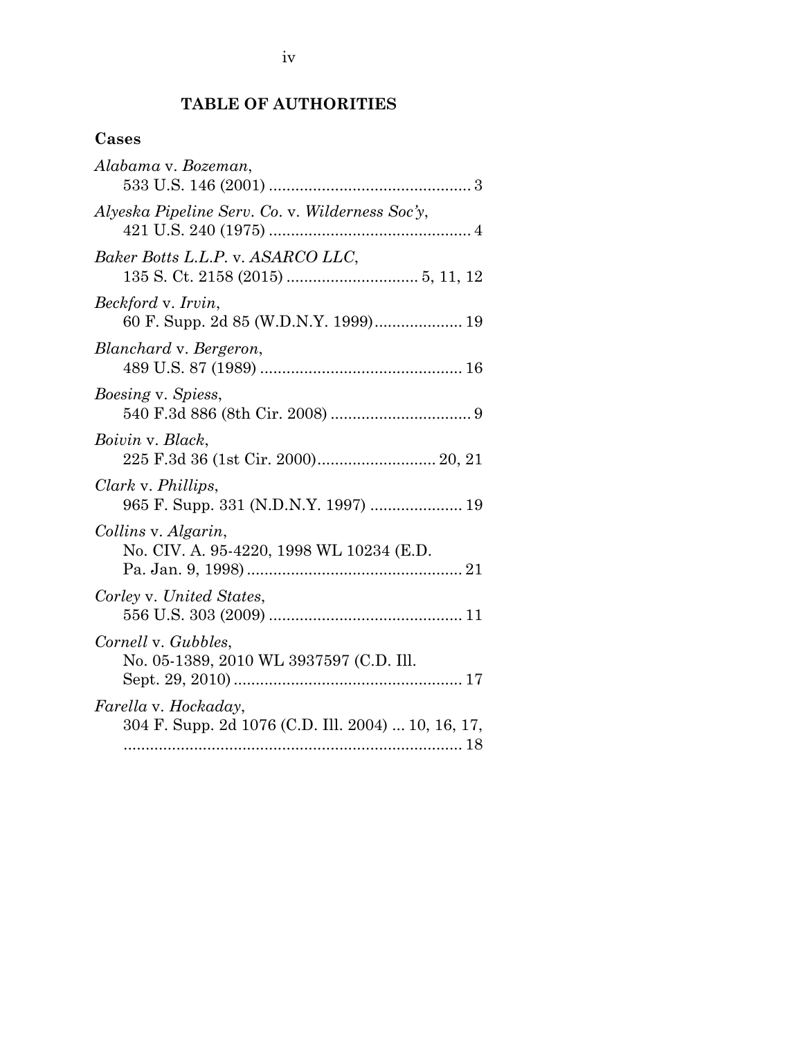# TABLE OF AUTHORITIES

## Cases

*Alabama* v. *Bozeman*,
533 U.S. 146 (2001) .............................................. 3

*Alyeska Pipeline Serv. Co.* v. *Wilderness Soc'y*,
421 U.S. 240 (1975) .............................................. 4

*Baker Botts L.L.P.* v. *ASARCO LLC*,
135 S. Ct. 2158 (2015) .............................. 5, 11, 12

*Beckford* v. *Irvin*,
60 F. Supp. 2d 85 (W.D.N.Y. 1999).................... 19

*Blanchard* v. *Bergeron*,
489 U.S. 87 (1989) .............................................. 16

*Boesing* v. *Spiess*,
540 F.3d 886 (8th Cir. 2008) ................................ 9

*Boivin* v. *Black*,
225 F.3d 36 (1st Cir. 2000)........................... 20, 21

*Clark* v. *Phillips*,
965 F. Supp. 331 (N.D.N.Y. 1997) ..................... 19

*Collins* v. *Algarin*,
No. CIV. A. 95-4220, 1998 WL 10234 (E.D. Pa. Jan. 9, 1998)................................................. 21

*Corley* v. *United States*,
556 U.S. 303 (2009) ............................................ 11

*Cornell* v. *Gubbles*,
No. 05-1389, 2010 WL 3937597 (C.D. Ill. Sept. 29, 2010)................................................... 17

*Farella* v. *Hockaday*,
304 F. Supp. 2d 1076 (C.D. Ill. 2004) ... 10, 16, 17, ............................................................................ 18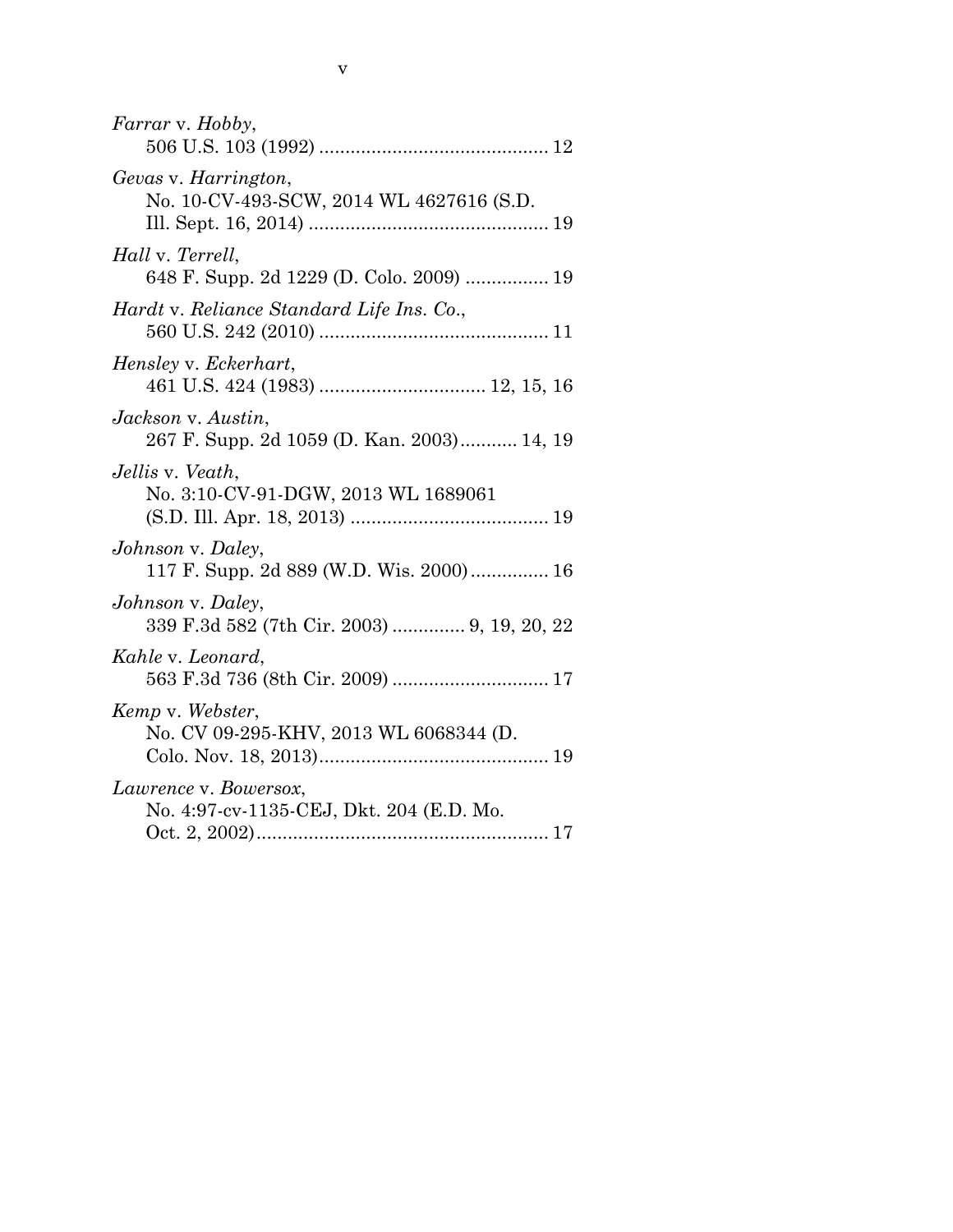*Farrar* v. *Hobby*,
506 U.S. 103 (1992) ............................................ 12

*Gevas* v. *Harrington*,
No. 10-CV-493-SCW, 2014 WL 4627616 (S.D. Ill. Sept. 16, 2014) .............................................. 19

*Hall* v. *Terrell*,
648 F. Supp. 2d 1229 (D. Colo. 2009) ................ 19

*Hardt* v. *Reliance Standard Life Ins. Co.*,
560 U.S. 242 (2010) ............................................ 11

*Hensley* v. *Eckerhart*,
461 U.S. 424 (1983) ................................ 12, 15, 16

*Jackson* v. *Austin*,
267 F. Supp. 2d 1059 (D. Kan. 2003)........... 14, 19

*Jellis* v. *Veath*,
No. 3:10-CV-91-DGW, 2013 WL 1689061 (S.D. Ill. Apr. 18, 2013) ...................................... 19

*Johnson* v. *Daley*,
117 F. Supp. 2d 889 (W.D. Wis. 2000)............... 16

*Johnson* v. *Daley*,
339 F.3d 582 (7th Cir. 2003) ............. 9, 19, 20, 22

*Kahle* v. *Leonard*,
563 F.3d 736 (8th Cir. 2009) .............................. 17

*Kemp* v. *Webster*,
No. CV 09-295-KHV, 2013 WL 6068344 (D. Colo. Nov. 18, 2013)............................................ 19

*Lawrence* v. *Bowersox*,
No. 4:97-cv-1135-CEJ, Dkt. 204 (E.D. Mo. Oct. 2, 2002)........................................................ 17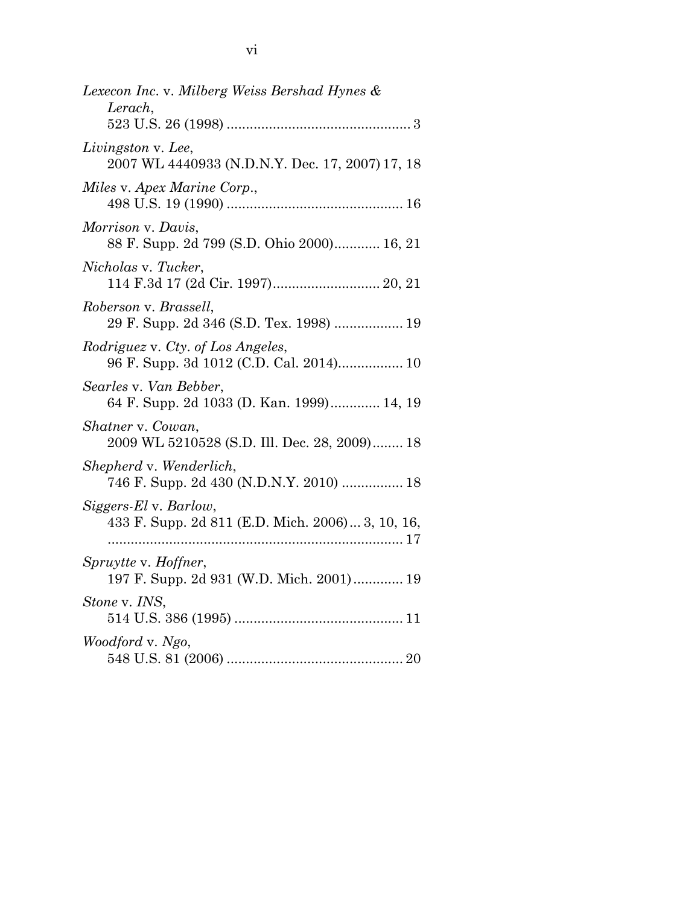*Lexecon Inc.* v. *Milberg Weiss Bershad Hynes & Lerach*,
523 U.S. 26 (1998) ................................................ 3

*Livingston* v. *Lee*,
2007 WL 4440933 (N.D.N.Y. Dec. 17, 2007) 17, 18

*Miles* v. *Apex Marine Corp*.,
498 U.S. 19 (1990) .............................................. 16

*Morrison* v. *Davis*,
88 F. Supp. 2d 799 (S.D. Ohio 2000)............ 16, 21

*Nicholas* v. *Tucker*,
114 F.3d 17 (2d Cir. 1997)............................ 20, 21

*Roberson* v. *Brassell*,
29 F. Supp. 2d 346 (S.D. Tex. 1998) .................. 19

*Rodriguez* v. *Cty. of Los Angeles*,
96 F. Supp. 3d 1012 (C.D. Cal. 2014)................. 10

*Searles* v. *Van Bebber*,
64 F. Supp. 2d 1033 (D. Kan. 1999)............. 14, 19

*Shatner* v. *Cowan*,
2009 WL 5210528 (S.D. Ill. Dec. 28, 2009)........ 18

*Shepherd* v. *Wenderlich*,
746 F. Supp. 2d 430 (N.D.N.Y. 2010) ................ 18

*Siggers-El* v. *Barlow*,
433 F. Supp. 2d 811 (E.D. Mich. 2006)... 3, 10, 16,
............................................................................. 17

*Spruytte* v. *Hoffner*,
197 F. Supp. 2d 931 (W.D. Mich. 2001)............. 19

*Stone* v. *INS*,
514 U.S. 386 (1995) ............................................ 11

*Woodford* v. *Ngo*,
548 U.S. 81 (2006) .............................................. 20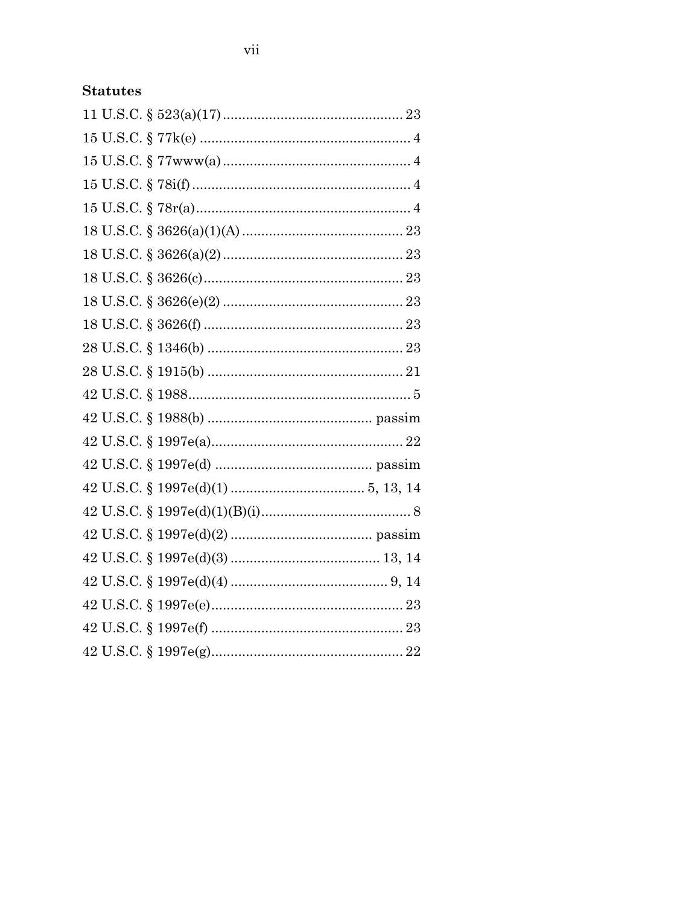**Statutes**

11 U.S.C. § 523(a)(17) .............................................. 23
15 U.S.C. § 77k(e) ...................................................... 4
15 U.S.C. § 77www(a) ................................................ 4
15 U.S.C. § 78i(f) ........................................................ 4
15 U.S.C. § 78r(a) ....................................................... 4
18 U.S.C. § 3626(a)(1)(A) .......................................... 23
18 U.S.C. § 3626(a)(2) ............................................... 23
18 U.S.C. § 3626(c) .................................................... 23
18 U.S.C. § 3626(e)(2) ............................................... 23
18 U.S.C. § 3626(f) .................................................... 23
28 U.S.C. § 1346(b) ................................................... 23
28 U.S.C. § 1915(b) ................................................... 21
42 U.S.C. § 1988 .......................................................... 5
42 U.S.C. § 1988(b) ........................................... passim
42 U.S.C. § 1997e(a) .................................................. 22
42 U.S.C. § 1997e(d) ......................................... passim
42 U.S.C. § 1997e(d)(1) ................................... 5, 13, 14
42 U.S.C. § 1997e(d)(1)(B)(i) ....................................... 8
42 U.S.C. § 1997e(d)(2) ..................................... passim
42 U.S.C. § 1997e(d)(3) ...................................... 13, 14
42 U.S.C. § 1997e(d)(4) ......................................... 9, 14
42 U.S.C. § 1997e(e) .................................................. 23
42 U.S.C. § 1997e(f) .................................................. 23
42 U.S.C. § 1997e(g) .................................................. 22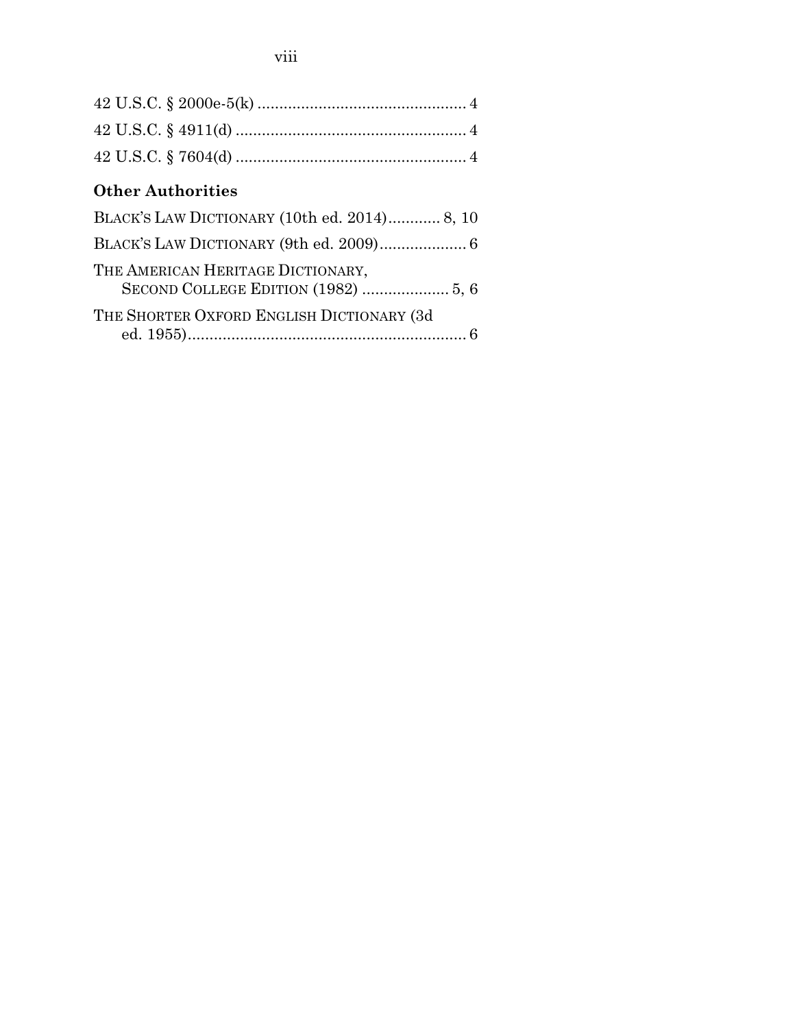42 U.S.C. § 2000e-5(k) ................................................ 4

42 U.S.C. § 4911(d) ..................................................... 4

42 U.S.C. § 7604(d) ..................................................... 4

### Other Authorities

BLACK'S LAW DICTIONARY (10th ed. 2014)............ 8, 10

BLACK'S LAW DICTIONARY (9th ed. 2009).................... 6

THE AMERICAN HERITAGE DICTIONARY, SECOND COLLEGE EDITION (1982) .................... 5, 6

THE SHORTER OXFORD ENGLISH DICTIONARY (3d ed. 1955)................................................................ 6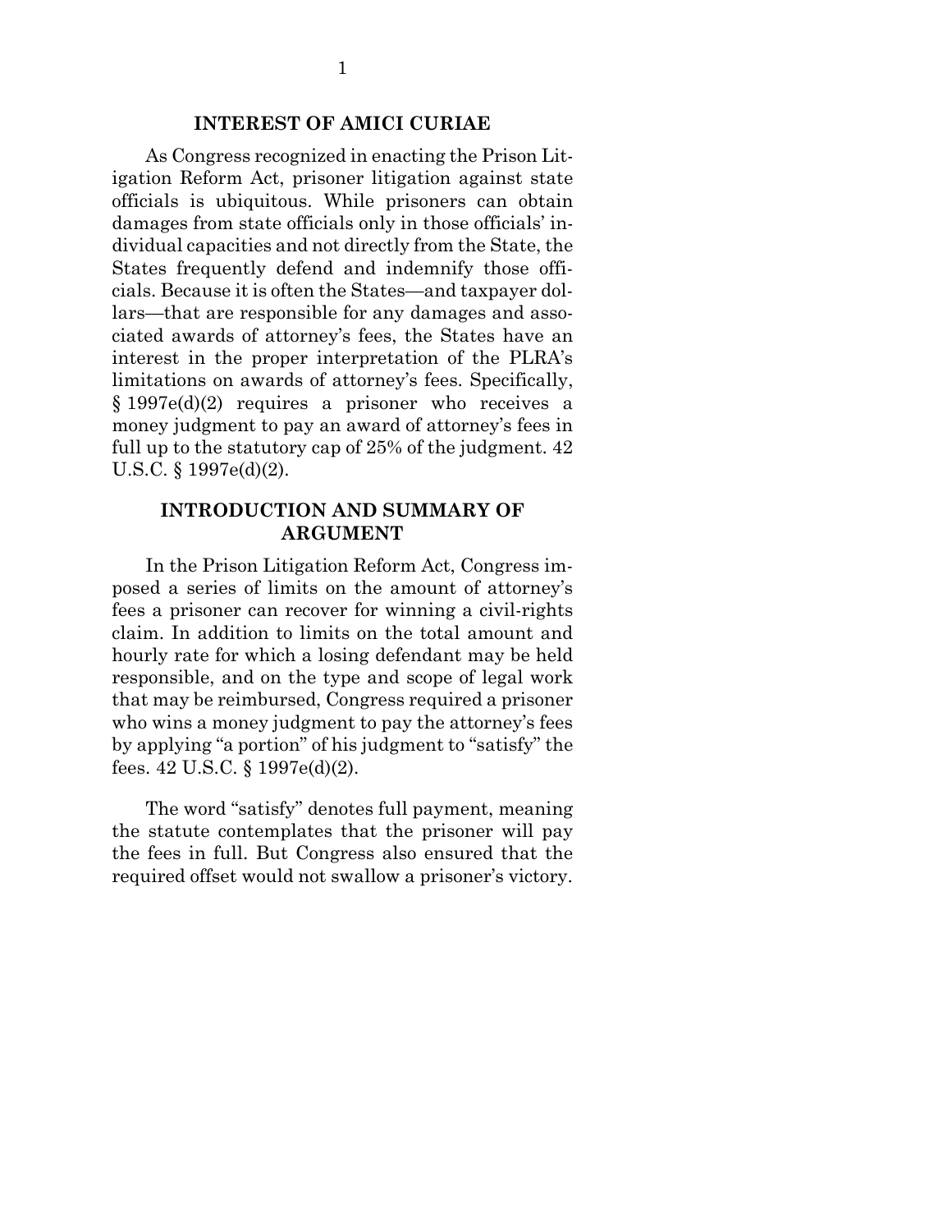## INTEREST OF AMICI CURIAE

As Congress recognized in enacting the Prison Litigation Reform Act, prisoner litigation against state officials is ubiquitous. While prisoners can obtain damages from state officials only in those officials' individual capacities and not directly from the State, the States frequently defend and indemnify those officials. Because it is often the States—and taxpayer dollars—that are responsible for any damages and associated awards of attorney's fees, the States have an interest in the proper interpretation of the PLRA's limitations on awards of attorney's fees. Specifically, § 1997e(d)(2) requires a prisoner who receives a money judgment to pay an award of attorney's fees in full up to the statutory cap of 25% of the judgment. 42 U.S.C. § 1997e(d)(2).

## INTRODUCTION AND SUMMARY OF ARGUMENT

In the Prison Litigation Reform Act, Congress imposed a series of limits on the amount of attorney's fees a prisoner can recover for winning a civil-rights claim. In addition to limits on the total amount and hourly rate for which a losing defendant may be held responsible, and on the type and scope of legal work that may be reimbursed, Congress required a prisoner who wins a money judgment to pay the attorney's fees by applying "a portion" of his judgment to "satisfy" the fees. 42 U.S.C. § 1997e(d)(2).

The word "satisfy" denotes full payment, meaning the statute contemplates that the prisoner will pay the fees in full. But Congress also ensured that the required offset would not swallow a prisoner's victory.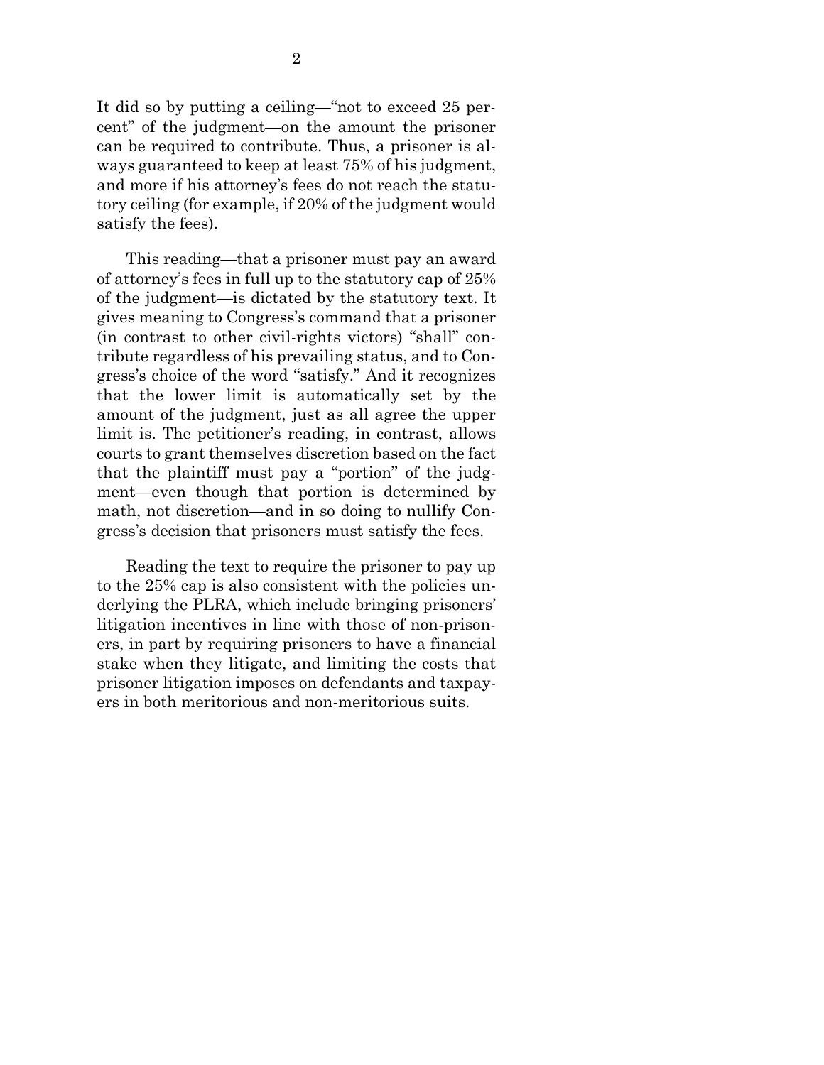It did so by putting a ceiling—"not to exceed 25 percent" of the judgment—on the amount the prisoner can be required to contribute. Thus, a prisoner is always guaranteed to keep at least 75% of his judgment, and more if his attorney's fees do not reach the statutory ceiling (for example, if 20% of the judgment would satisfy the fees).

This reading—that a prisoner must pay an award of attorney's fees in full up to the statutory cap of 25% of the judgment—is dictated by the statutory text. It gives meaning to Congress's command that a prisoner (in contrast to other civil-rights victors) "shall" contribute regardless of his prevailing status, and to Congress's choice of the word "satisfy." And it recognizes that the lower limit is automatically set by the amount of the judgment, just as all agree the upper limit is. The petitioner's reading, in contrast, allows courts to grant themselves discretion based on the fact that the plaintiff must pay a "portion" of the judgment—even though that portion is determined by math, not discretion—and in so doing to nullify Congress's decision that prisoners must satisfy the fees.

Reading the text to require the prisoner to pay up to the 25% cap is also consistent with the policies underlying the PLRA, which include bringing prisoners' litigation incentives in line with those of non-prisoners, in part by requiring prisoners to have a financial stake when they litigate, and limiting the costs that prisoner litigation imposes on defendants and taxpayers in both meritorious and non-meritorious suits.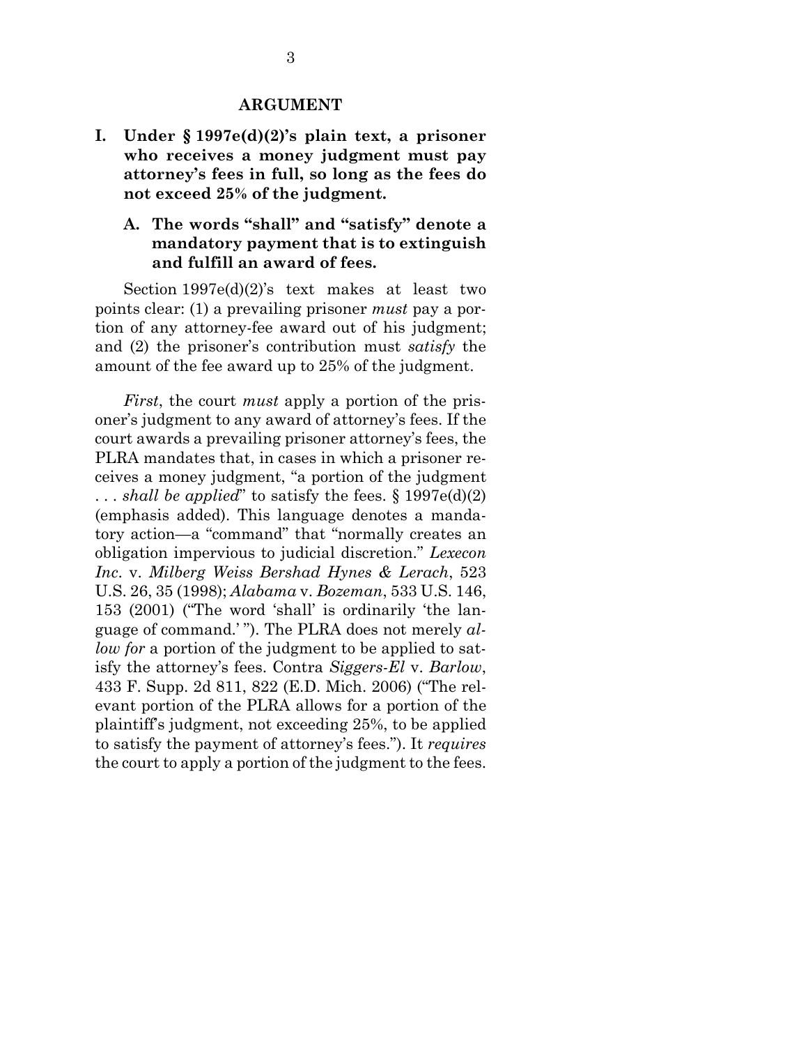# ARGUMENT

## I. Under § 1997e(d)(2)'s plain text, a prisoner who receives a money judgment must pay attorney's fees in full, so long as the fees do not exceed 25% of the judgment.

### A. The words "shall" and "satisfy" denote a mandatory payment that is to extinguish and fulfill an award of fees.

Section 1997e(d)(2)'s text makes at least two points clear: (1) a prevailing prisoner *must* pay a portion of any attorney-fee award out of his judgment; and (2) the prisoner's contribution must *satisfy* the amount of the fee award up to 25% of the judgment.

*First*, the court *must* apply a portion of the prisoner's judgment to any award of attorney's fees. If the court awards a prevailing prisoner attorney's fees, the PLRA mandates that, in cases in which a prisoner receives a money judgment, "a portion of the judgment . . . *shall be applied*" to satisfy the fees. § 1997e(d)(2) (emphasis added). This language denotes a mandatory action—a "command" that "normally creates an obligation impervious to judicial discretion." *Lexecon Inc.* v. *Milberg Weiss Bershad Hynes & Lerach*, 523 U.S. 26, 35 (1998); *Alabama* v. *Bozeman*, 533 U.S. 146, 153 (2001) ("The word 'shall' is ordinarily 'the language of command.'"). The PLRA does not merely *allow for* a portion of the judgment to be applied to satisfy the attorney's fees. Contra *Siggers-El* v. *Barlow*, 433 F. Supp. 2d 811, 822 (E.D. Mich. 2006) ("The relevant portion of the PLRA allows for a portion of the plaintiff's judgment, not exceeding 25%, to be applied to satisfy the payment of attorney's fees."). It *requires* the court to apply a portion of the judgment to the fees.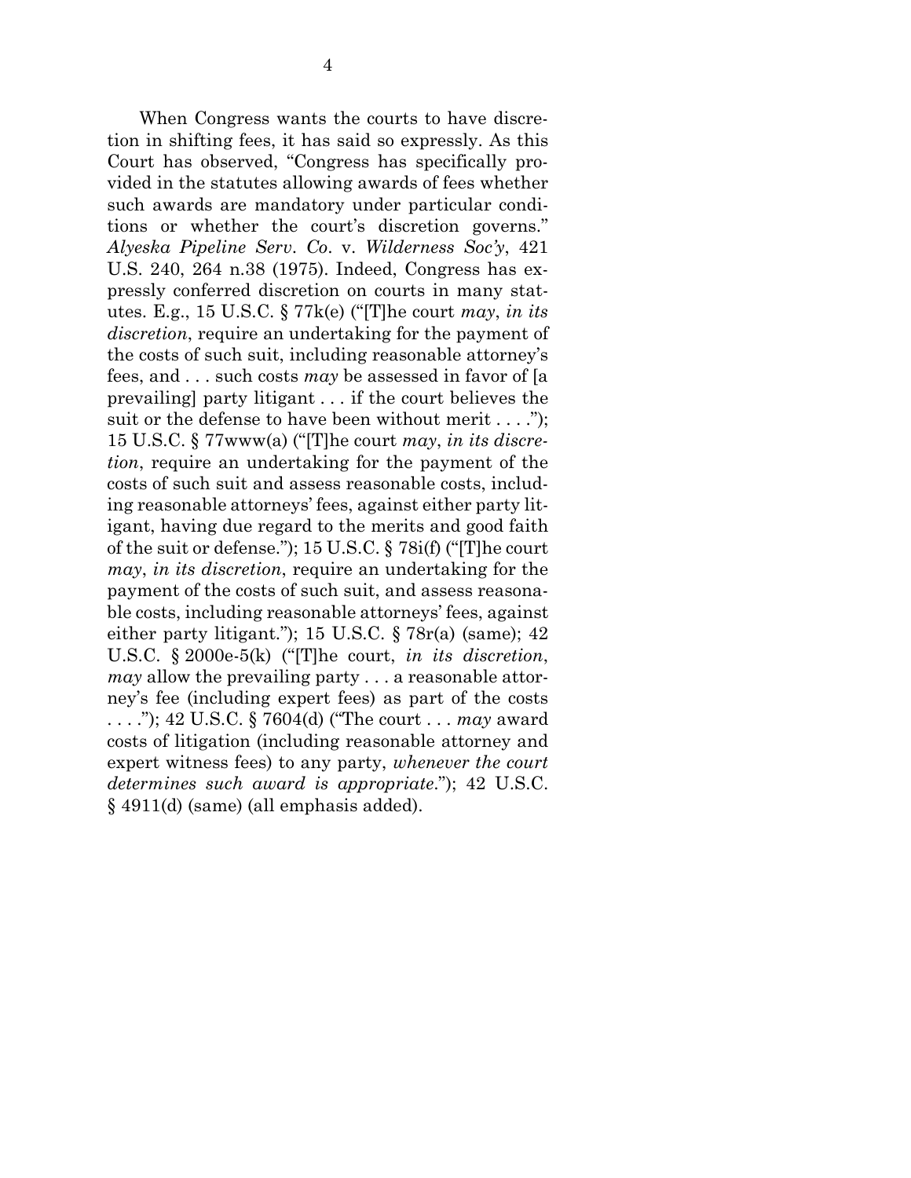When Congress wants the courts to have discretion in shifting fees, it has said so expressly. As this Court has observed, "Congress has specifically provided in the statutes allowing awards of fees whether such awards are mandatory under particular conditions or whether the court's discretion governs." *Alyeska Pipeline Serv. Co.* v. *Wilderness Soc'y*, 421 U.S. 240, 264 n.38 (1975). Indeed, Congress has expressly conferred discretion on courts in many statutes. E.g., 15 U.S.C. § 77k(e) ("[T]he court *may*, *in its discretion*, require an undertaking for the payment of the costs of such suit, including reasonable attorney's fees, and . . . such costs *may* be assessed in favor of [a prevailing] party litigant . . . if the court believes the suit or the defense to have been without merit . . . ."); 15 U.S.C. § 77www(a) ("[T]he court *may*, *in its discretion*, require an undertaking for the payment of the costs of such suit and assess reasonable costs, including reasonable attorneys' fees, against either party litigant, having due regard to the merits and good faith of the suit or defense."); 15 U.S.C. § 78i(f) ("[T]he court *may*, *in its discretion*, require an undertaking for the payment of the costs of such suit, and assess reasonable costs, including reasonable attorneys' fees, against either party litigant."); 15 U.S.C. § 78r(a) (same); 42 U.S.C. § 2000e-5(k) ("[T]he court, *in its discretion*, *may* allow the prevailing party . . . a reasonable attorney's fee (including expert fees) as part of the costs . . . ."); 42 U.S.C. § 7604(d) ("The court . . . *may* award costs of litigation (including reasonable attorney and expert witness fees) to any party, *whenever the court determines such award is appropriate*."); 42 U.S.C. § 4911(d) (same) (all emphasis added).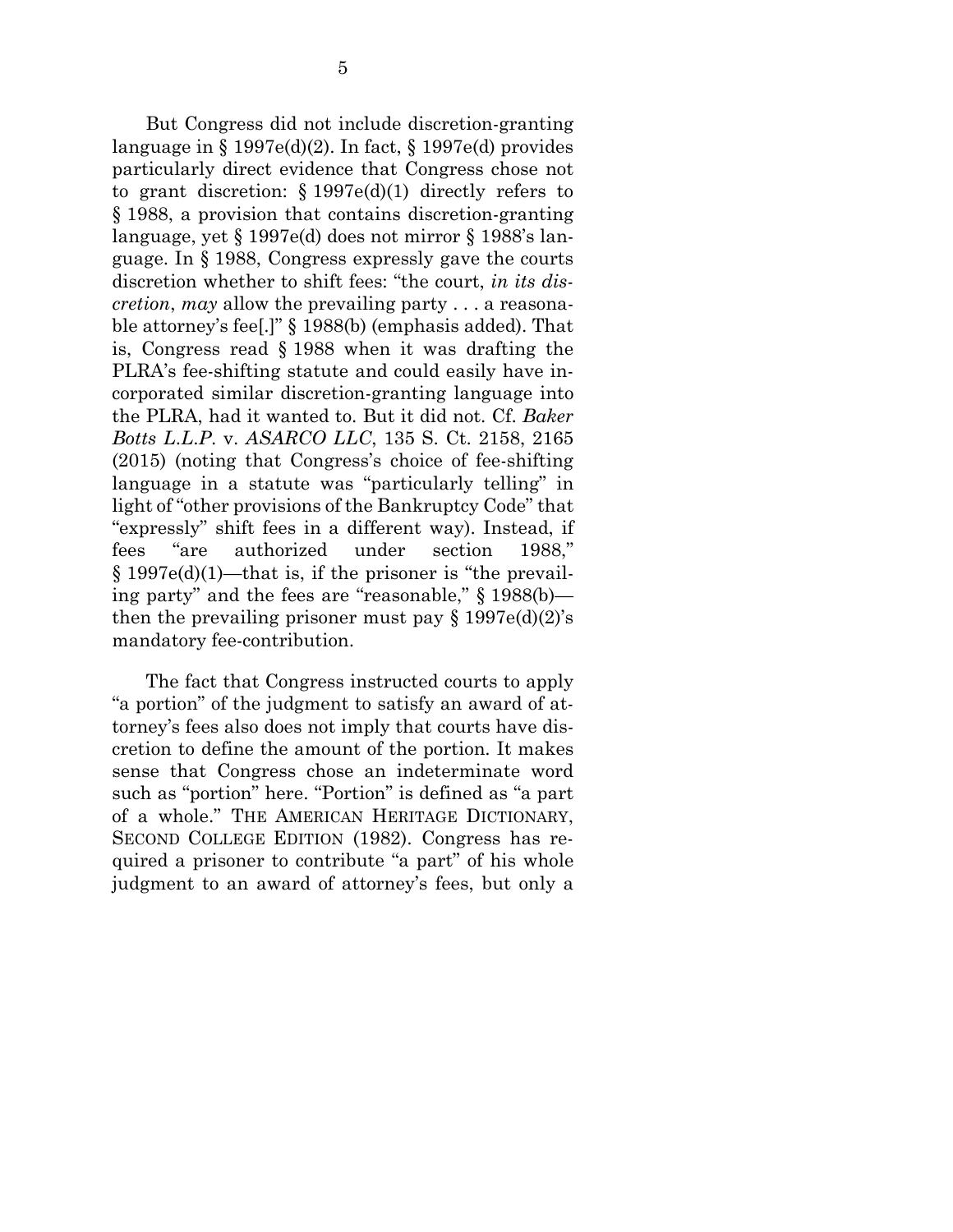But Congress did not include discretion-granting language in § 1997e(d)(2). In fact, § 1997e(d) provides particularly direct evidence that Congress chose not to grant discretion: § 1997e(d)(1) directly refers to § 1988, a provision that contains discretion-granting language, yet § 1997e(d) does not mirror § 1988's language. In § 1988, Congress expressly gave the courts discretion whether to shift fees: "the court, *in its discretion*, *may* allow the prevailing party . . . a reasonable attorney's fee[.]" § 1988(b) (emphasis added). That is, Congress read § 1988 when it was drafting the PLRA's fee-shifting statute and could easily have incorporated similar discretion-granting language into the PLRA, had it wanted to. But it did not. Cf. *Baker Botts L.L.P.* v. *ASARCO LLC*, 135 S. Ct. 2158, 2165 (2015) (noting that Congress's choice of fee-shifting language in a statute was "particularly telling" in light of "other provisions of the Bankruptcy Code" that "expressly" shift fees in a different way). Instead, if fees "are authorized under section 1988," § 1997e(d)(1)—that is, if the prisoner is "the prevailing party" and the fees are "reasonable," § 1988(b)—then the prevailing prisoner must pay § 1997e(d)(2)'s mandatory fee-contribution.

The fact that Congress instructed courts to apply "a portion" of the judgment to satisfy an award of attorney's fees also does not imply that courts have discretion to define the amount of the portion. It makes sense that Congress chose an indeterminate word such as "portion" here. "Portion" is defined as "a part of a whole." THE AMERICAN HERITAGE DICTIONARY, SECOND COLLEGE EDITION (1982). Congress has required a prisoner to contribute "a part" of his whole judgment to an award of attorney's fees, but only a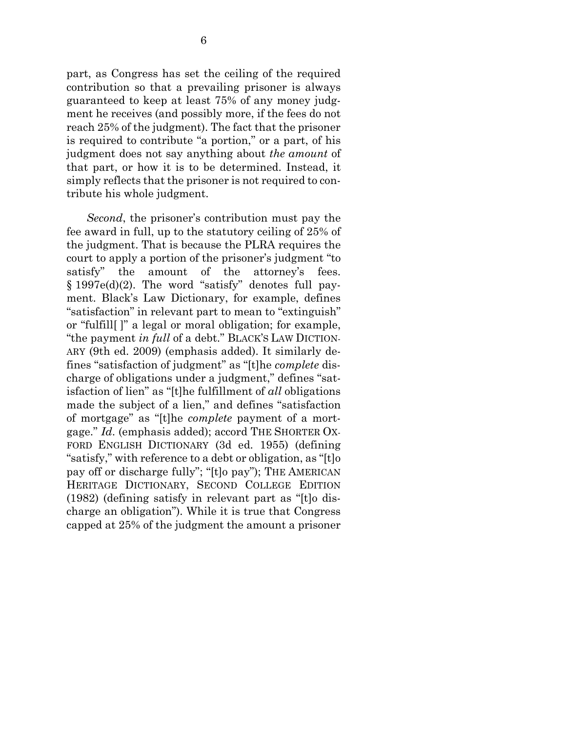part, as Congress has set the ceiling of the required contribution so that a prevailing prisoner is always guaranteed to keep at least 75% of any money judgment he receives (and possibly more, if the fees do not reach 25% of the judgment). The fact that the prisoner is required to contribute "a portion," or a part, of his judgment does not say anything about *the amount* of that part, or how it is to be determined. Instead, it simply reflects that the prisoner is not required to contribute his whole judgment.

*Second*, the prisoner's contribution must pay the fee award in full, up to the statutory ceiling of 25% of the judgment. That is because the PLRA requires the court to apply a portion of the prisoner's judgment "to satisfy" the amount of the attorney's fees. § 1997e(d)(2). The word "satisfy" denotes full payment. Black's Law Dictionary, for example, defines "satisfaction" in relevant part to mean to "extinguish" or "fulfill[ ]" a legal or moral obligation; for example, "the payment *in full* of a debt." BLACK'S LAW DICTIONARY (9th ed. 2009) (emphasis added). It similarly defines "satisfaction of judgment" as "[t]he *complete* discharge of obligations under a judgment," defines "satisfaction of lien" as "[t]he fulfillment of *all* obligations made the subject of a lien," and defines "satisfaction of mortgage" as "[t]he *complete* payment of a mortgage." *Id*. (emphasis added); accord THE SHORTER OXFORD ENGLISH DICTIONARY (3d ed. 1955) (defining "satisfy," with reference to a debt or obligation, as "[t]o pay off or discharge fully"; "[t]o pay"); THE AMERICAN HERITAGE DICTIONARY, SECOND COLLEGE EDITION (1982) (defining satisfy in relevant part as "[t]o discharge an obligation"). While it is true that Congress capped at 25% of the judgment the amount a prisoner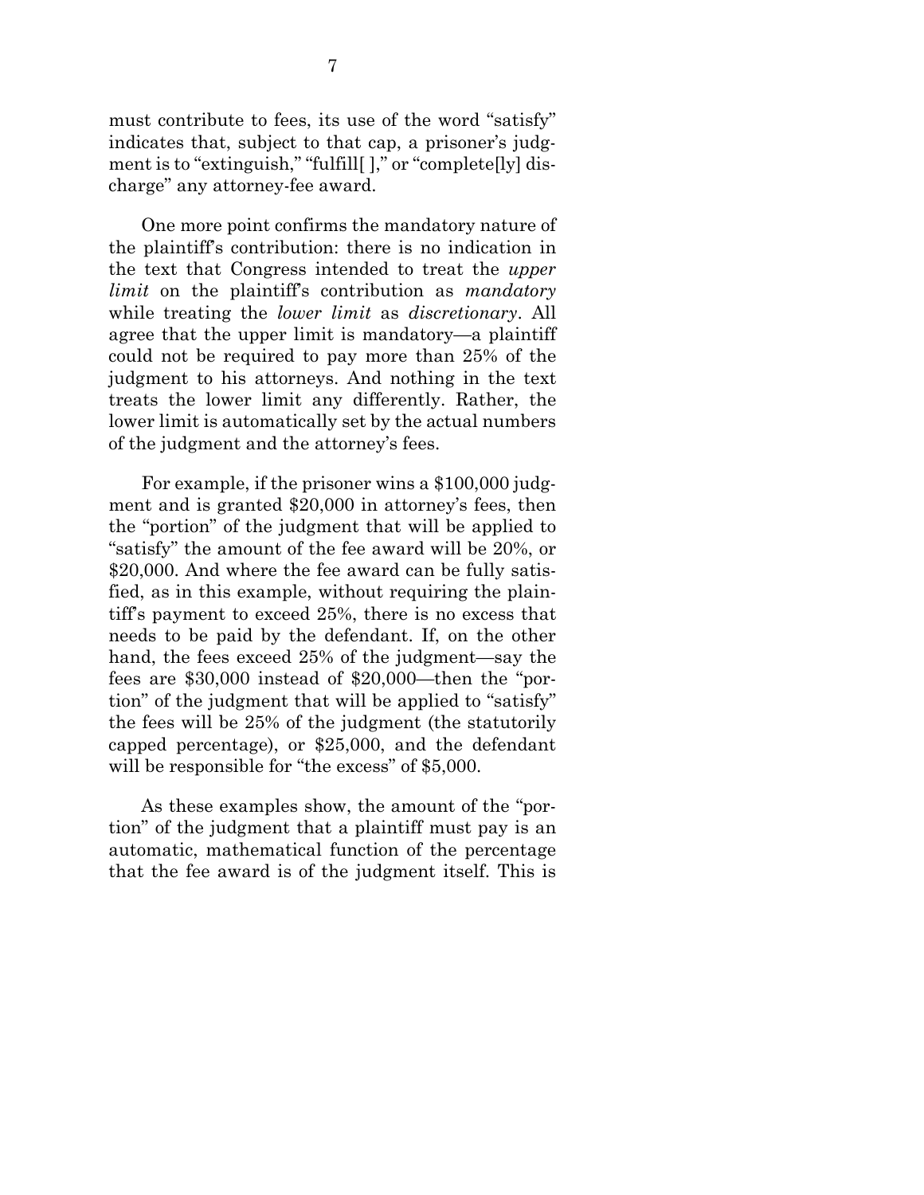must contribute to fees, its use of the word "satisfy" indicates that, subject to that cap, a prisoner's judgment is to "extinguish," "fulfill[ ]," or "complete[ly] discharge" any attorney-fee award.

One more point confirms the mandatory nature of the plaintiff's contribution: there is no indication in the text that Congress intended to treat the *upper limit* on the plaintiff's contribution as *mandatory* while treating the *lower limit* as *discretionary*. All agree that the upper limit is mandatory—a plaintiff could not be required to pay more than 25% of the judgment to his attorneys. And nothing in the text treats the lower limit any differently. Rather, the lower limit is automatically set by the actual numbers of the judgment and the attorney's fees.

For example, if the prisoner wins a $100,000 judgment and is granted $20,000 in attorney's fees, then the "portion" of the judgment that will be applied to "satisfy" the amount of the fee award will be 20%, or $20,000. And where the fee award can be fully satisfied, as in this example, without requiring the plaintiff's payment to exceed 25%, there is no excess that needs to be paid by the defendant. If, on the other hand, the fees exceed 25% of the judgment—say the fees are $30,000 instead of $20,000—then the "portion" of the judgment that will be applied to "satisfy" the fees will be 25% of the judgment (the statutorily capped percentage), or $25,000, and the defendant will be responsible for "the excess" of $5,000.

As these examples show, the amount of the "portion" of the judgment that a plaintiff must pay is an automatic, mathematical function of the percentage that the fee award is of the judgment itself. This is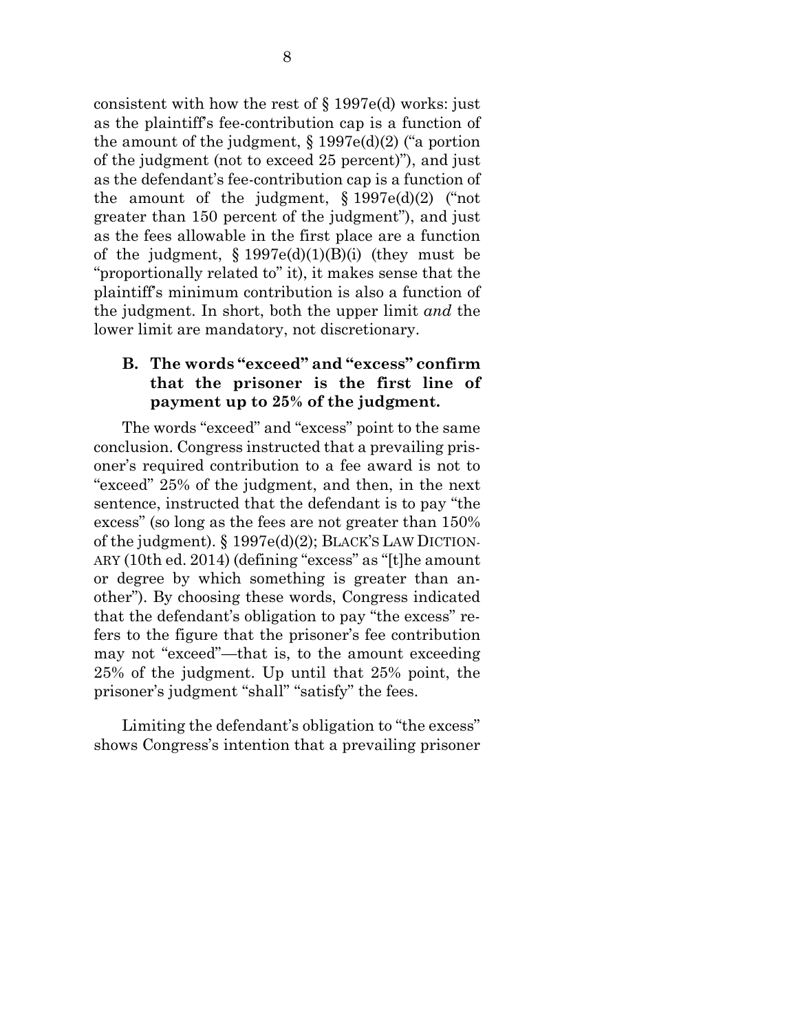consistent with how the rest of § 1997e(d) works: just as the plaintiff's fee-contribution cap is a function of the amount of the judgment, § 1997e(d)(2) ("a portion of the judgment (not to exceed 25 percent)"), and just as the defendant's fee-contribution cap is a function of the amount of the judgment, § 1997e(d)(2) ("not greater than 150 percent of the judgment"), and just as the fees allowable in the first place are a function of the judgment, § 1997e(d)(1)(B)(i) (they must be "proportionally related to" it), it makes sense that the plaintiff's minimum contribution is also a function of the judgment. In short, both the upper limit *and* the lower limit are mandatory, not discretionary.

### B. The words "exceed" and "excess" confirm that the prisoner is the first line of payment up to 25% of the judgment.

The words "exceed" and "excess" point to the same conclusion. Congress instructed that a prevailing prisoner's required contribution to a fee award is not to "exceed" 25% of the judgment, and then, in the next sentence, instructed that the defendant is to pay "the excess" (so long as the fees are not greater than 150% of the judgment). § 1997e(d)(2); BLACK'S LAW DICTIONARY (10th ed. 2014) (defining "excess" as "[t]he amount or degree by which something is greater than another"). By choosing these words, Congress indicated that the defendant's obligation to pay "the excess" refers to the figure that the prisoner's fee contribution may not "exceed"—that is, to the amount exceeding 25% of the judgment. Up until that 25% point, the prisoner's judgment "shall" "satisfy" the fees.

Limiting the defendant's obligation to "the excess" shows Congress's intention that a prevailing prisoner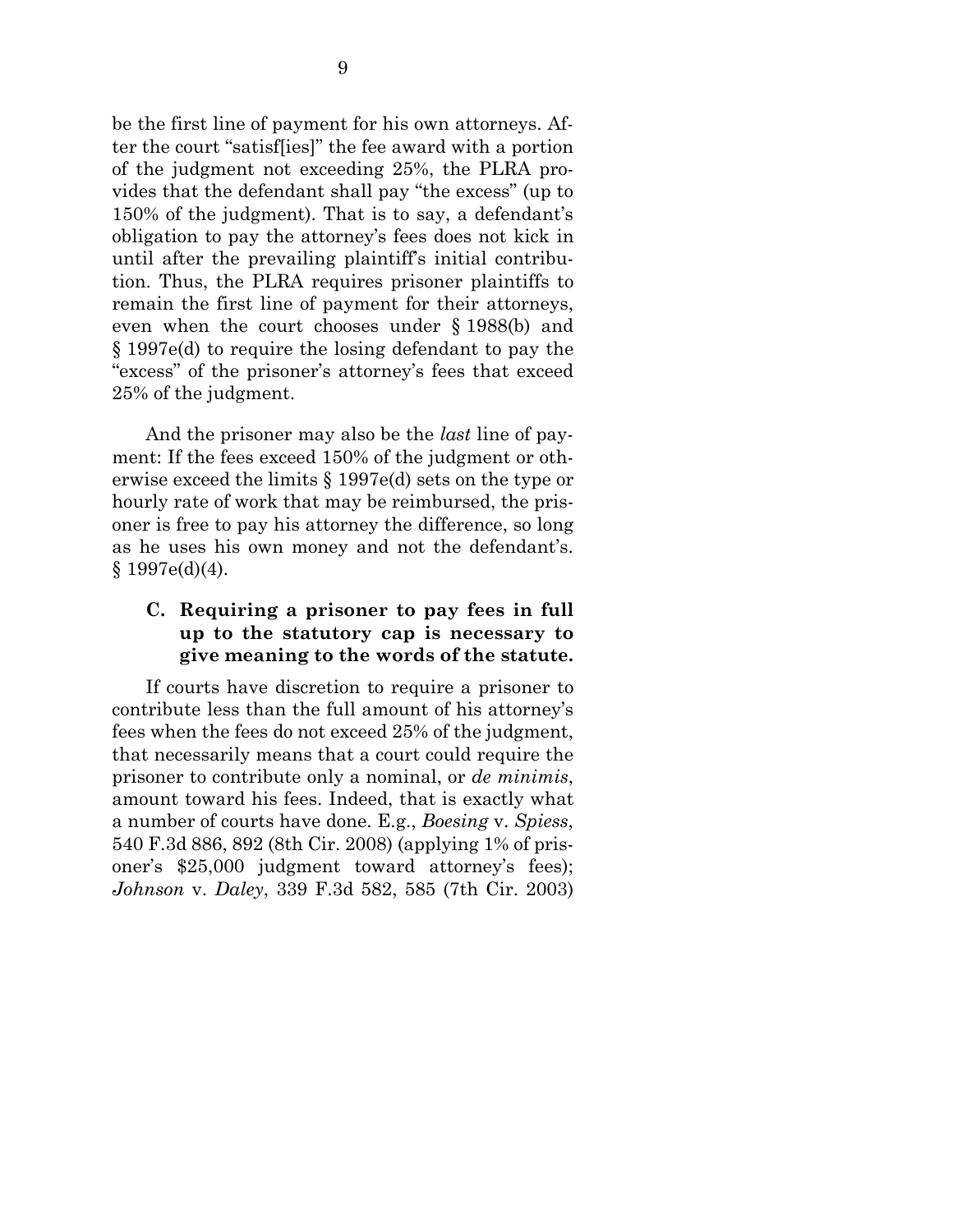be the first line of payment for his own attorneys. After the court "satisf[ies]" the fee award with a portion of the judgment not exceeding 25%, the PLRA provides that the defendant shall pay "the excess" (up to 150% of the judgment). That is to say, a defendant's obligation to pay the attorney's fees does not kick in until after the prevailing plaintiff's initial contribution. Thus, the PLRA requires prisoner plaintiffs to remain the first line of payment for their attorneys, even when the court chooses under § 1988(b) and § 1997e(d) to require the losing defendant to pay the "excess" of the prisoner's attorney's fees that exceed 25% of the judgment.

And the prisoner may also be the *last* line of payment: If the fees exceed 150% of the judgment or otherwise exceed the limits § 1997e(d) sets on the type or hourly rate of work that may be reimbursed, the prisoner is free to pay his attorney the difference, so long as he uses his own money and not the defendant's. § 1997e(d)(4).

### C. Requiring a prisoner to pay fees in full up to the statutory cap is necessary to give meaning to the words of the statute.

If courts have discretion to require a prisoner to contribute less than the full amount of his attorney's fees when the fees do not exceed 25% of the judgment, that necessarily means that a court could require the prisoner to contribute only a nominal, or *de minimis*, amount toward his fees. Indeed, that is exactly what a number of courts have done. E.g., *Boesing* v. *Spiess*, 540 F.3d 886, 892 (8th Cir. 2008) (applying 1% of prisoner's $25,000 judgment toward attorney's fees); *Johnson* v. *Daley*, 339 F.3d 582, 585 (7th Cir. 2003)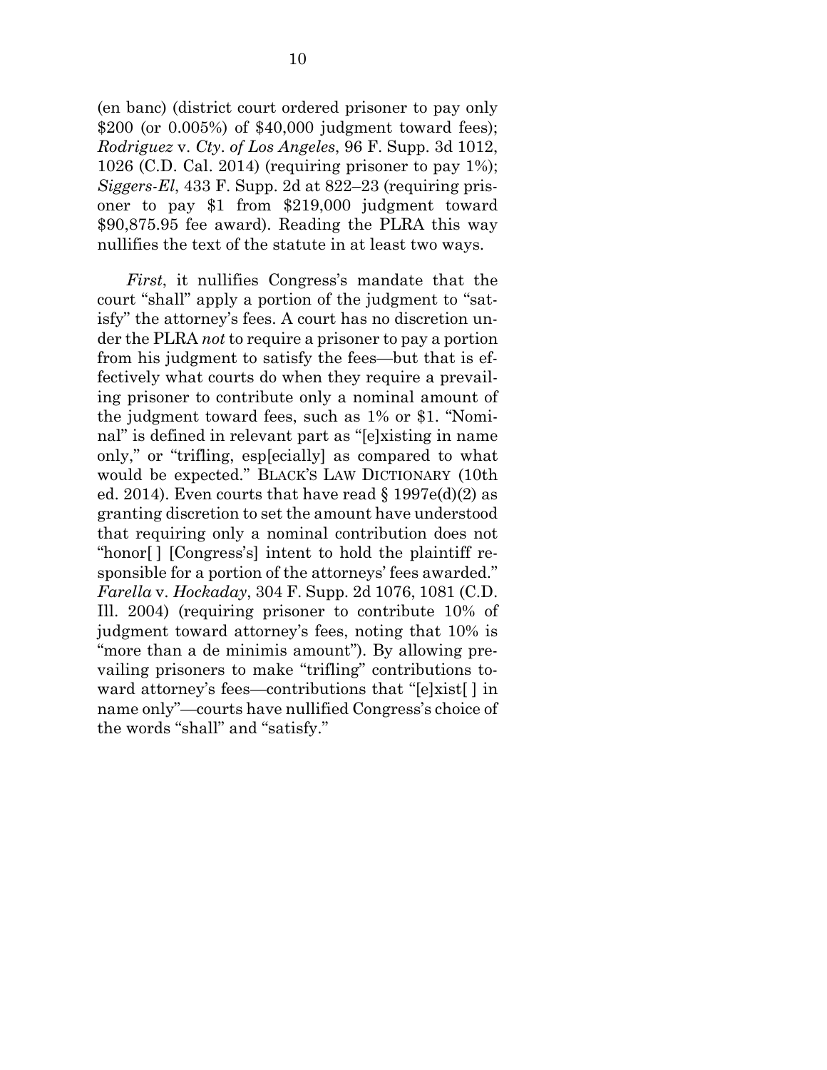(en banc) (district court ordered prisoner to pay only $200 (or 0.005%) of $40,000 judgment toward fees); *Rodriguez* v. *Cty. of Los Angeles*, 96 F. Supp. 3d 1012, 1026 (C.D. Cal. 2014) (requiring prisoner to pay 1%); *Siggers-El*, 433 F. Supp. 2d at 822–23 (requiring prisoner to pay $1 from $219,000 judgment toward $90,875.95 fee award). Reading the PLRA this way nullifies the text of the statute in at least two ways.

*First*, it nullifies Congress's mandate that the court "shall" apply a portion of the judgment to "satisfy" the attorney's fees. A court has no discretion under the PLRA *not* to require a prisoner to pay a portion from his judgment to satisfy the fees—but that is effectively what courts do when they require a prevailing prisoner to contribute only a nominal amount of the judgment toward fees, such as 1% or $1. "Nominal" is defined in relevant part as "[e]xisting in name only," or "trifling, esp[ecially] as compared to what would be expected." BLACK'S LAW DICTIONARY (10th ed. 2014). Even courts that have read § 1997e(d)(2) as granting discretion to set the amount have understood that requiring only a nominal contribution does not "honor[ ] [Congress's] intent to hold the plaintiff responsible for a portion of the attorneys' fees awarded." *Farella* v. *Hockaday*, 304 F. Supp. 2d 1076, 1081 (C.D. Ill. 2004) (requiring prisoner to contribute 10% of judgment toward attorney's fees, noting that 10% is "more than a de minimis amount"). By allowing prevailing prisoners to make "trifling" contributions toward attorney's fees—contributions that "[e]xist[ ] in name only"—courts have nullified Congress's choice of the words "shall" and "satisfy."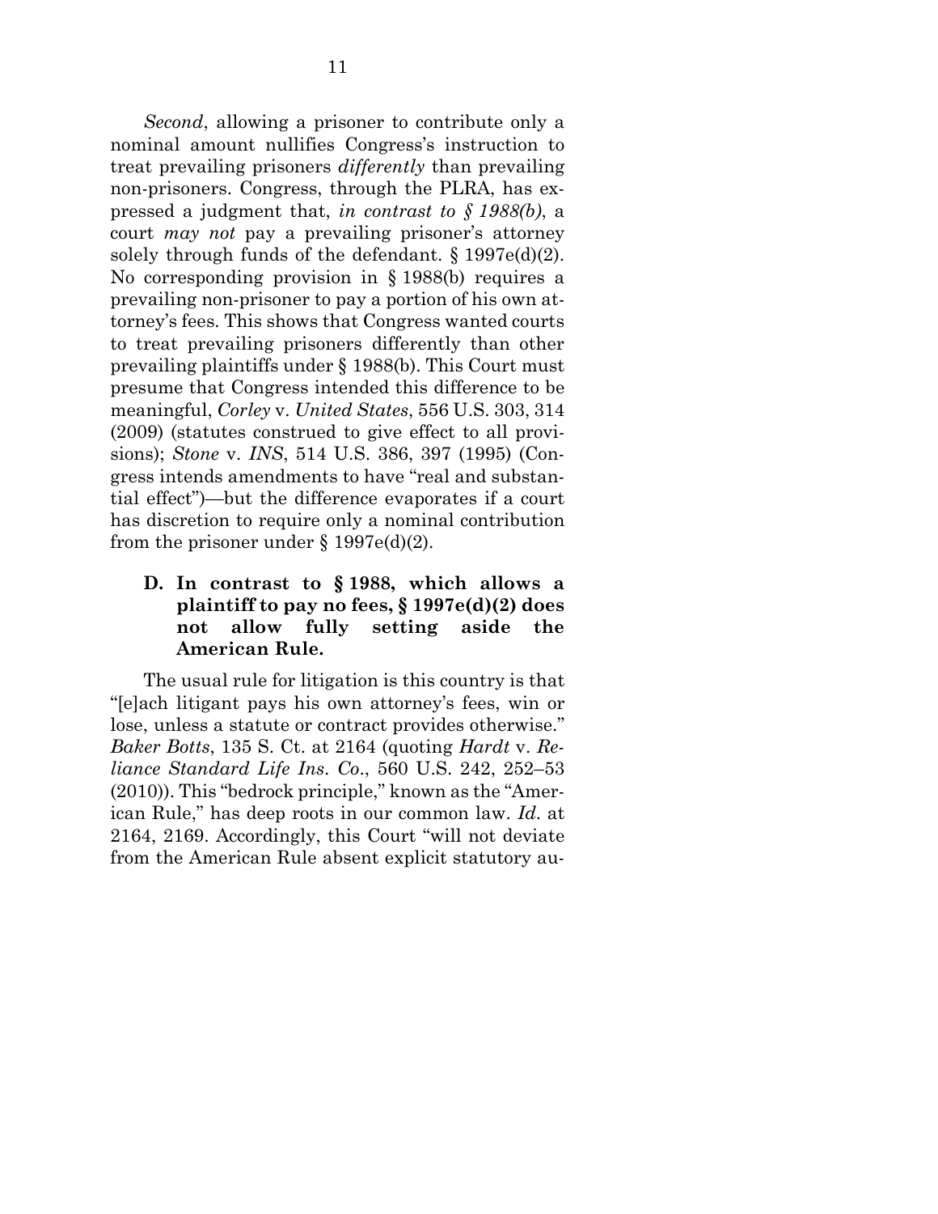*Second*, allowing a prisoner to contribute only a nominal amount nullifies Congress's instruction to treat prevailing prisoners *differently* than prevailing non-prisoners. Congress, through the PLRA, has expressed a judgment that, *in contrast to § 1988(b)*, a court *may not* pay a prevailing prisoner's attorney solely through funds of the defendant. § 1997e(d)(2). No corresponding provision in § 1988(b) requires a prevailing non-prisoner to pay a portion of his own attorney's fees. This shows that Congress wanted courts to treat prevailing prisoners differently than other prevailing plaintiffs under § 1988(b). This Court must presume that Congress intended this difference to be meaningful, *Corley* v. *United States*, 556 U.S. 303, 314 (2009) (statutes construed to give effect to all provisions); *Stone* v. *INS*, 514 U.S. 386, 397 (1995) (Congress intends amendments to have "real and substantial effect")—but the difference evaporates if a court has discretion to require only a nominal contribution from the prisoner under § 1997e(d)(2).

### D. In contrast to § 1988, which allows a plaintiff to pay no fees, § 1997e(d)(2) does not allow fully setting aside the American Rule.

The usual rule for litigation is this country is that "[e]ach litigant pays his own attorney's fees, win or lose, unless a statute or contract provides otherwise." *Baker Botts*, 135 S. Ct. at 2164 (quoting *Hardt* v. *Reliance Standard Life Ins. Co.*, 560 U.S. 242, 252–53 (2010)). This "bedrock principle," known as the "American Rule," has deep roots in our common law. *Id.* at 2164, 2169. Accordingly, this Court "will not deviate from the American Rule absent explicit statutory au-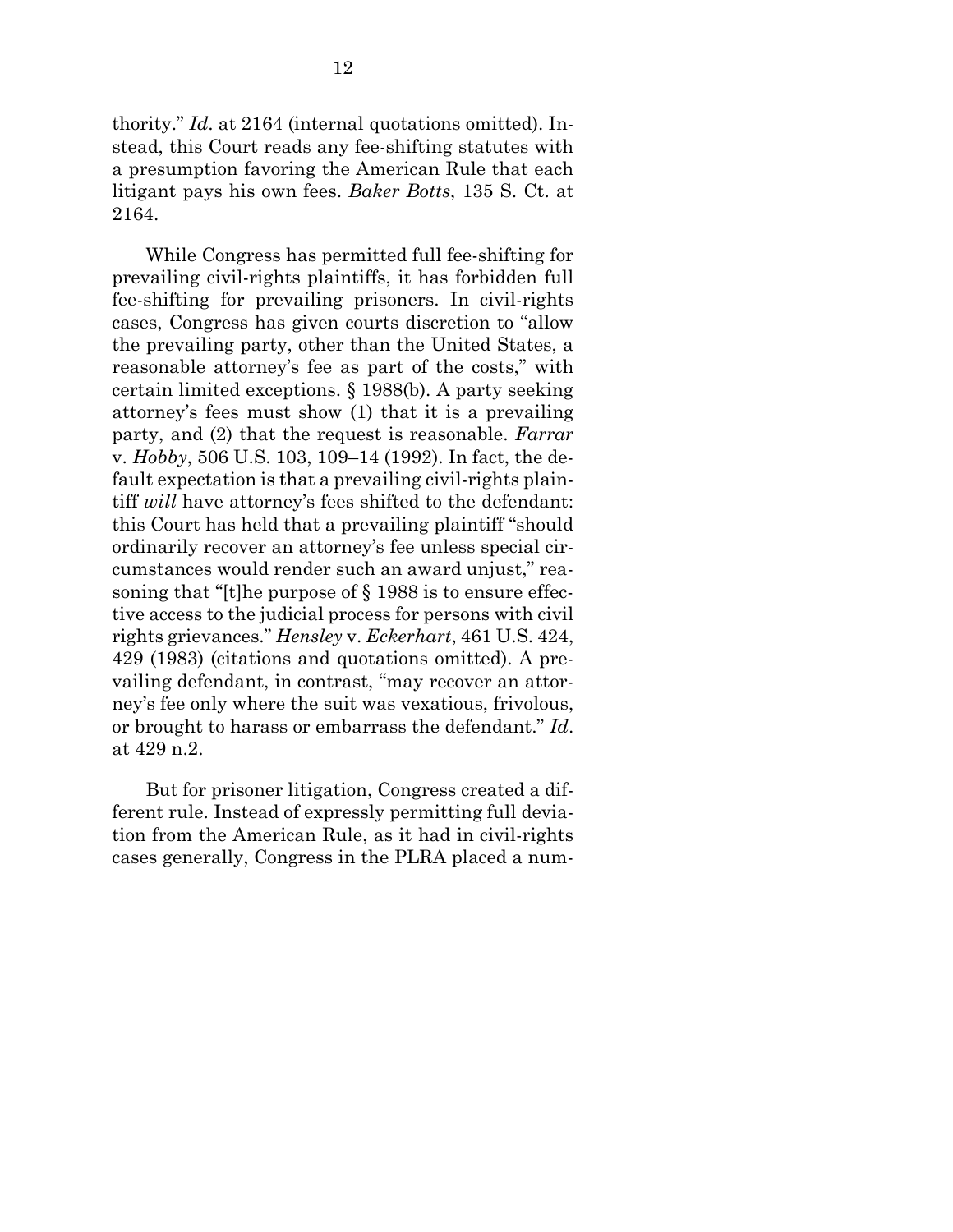thority." *Id*. at 2164 (internal quotations omitted). Instead, this Court reads any fee-shifting statutes with a presumption favoring the American Rule that each litigant pays his own fees. *Baker Botts*, 135 S. Ct. at 2164.

While Congress has permitted full fee-shifting for prevailing civil-rights plaintiffs, it has forbidden full fee-shifting for prevailing prisoners. In civil-rights cases, Congress has given courts discretion to "allow the prevailing party, other than the United States, a reasonable attorney's fee as part of the costs," with certain limited exceptions. § 1988(b). A party seeking attorney's fees must show (1) that it is a prevailing party, and (2) that the request is reasonable. *Farrar* v. *Hobby*, 506 U.S. 103, 109–14 (1992). In fact, the default expectation is that a prevailing civil-rights plaintiff *will* have attorney's fees shifted to the defendant: this Court has held that a prevailing plaintiff "should ordinarily recover an attorney's fee unless special circumstances would render such an award unjust," reasoning that "[t]he purpose of § 1988 is to ensure effective access to the judicial process for persons with civil rights grievances." *Hensley* v. *Eckerhart*, 461 U.S. 424, 429 (1983) (citations and quotations omitted). A prevailing defendant, in contrast, "may recover an attorney's fee only where the suit was vexatious, frivolous, or brought to harass or embarrass the defendant." *Id*. at 429 n.2.

But for prisoner litigation, Congress created a different rule. Instead of expressly permitting full deviation from the American Rule, as it had in civil-rights cases generally, Congress in the PLRA placed a num-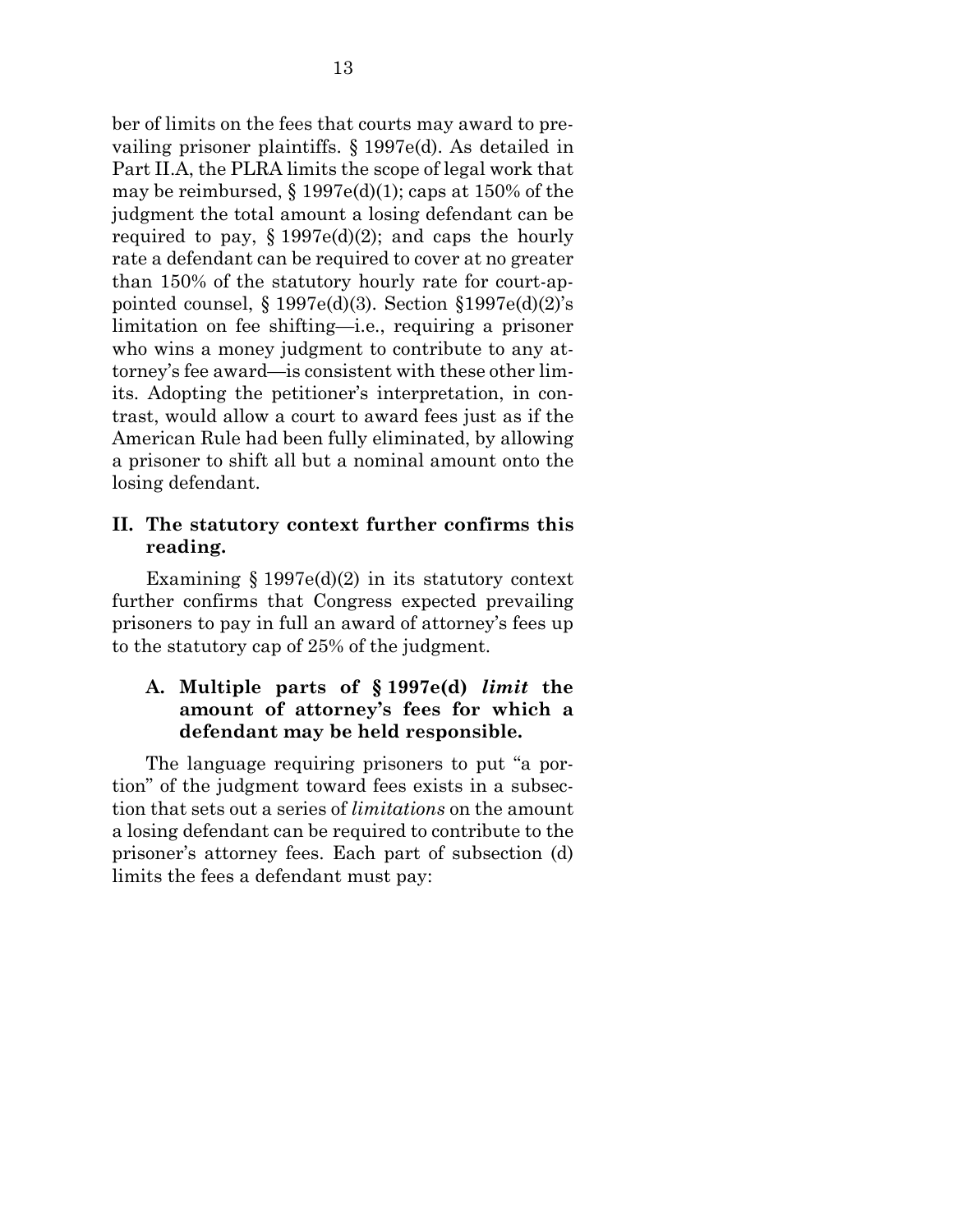ber of limits on the fees that courts may award to prevailing prisoner plaintiffs. § 1997e(d). As detailed in Part II.A, the PLRA limits the scope of legal work that may be reimbursed, § 1997e(d)(1); caps at 150% of the judgment the total amount a losing defendant can be required to pay, § 1997e(d)(2); and caps the hourly rate a defendant can be required to cover at no greater than 150% of the statutory hourly rate for court-appointed counsel, § 1997e(d)(3). Section §1997e(d)(2)'s limitation on fee shifting—i.e., requiring a prisoner who wins a money judgment to contribute to any attorney's fee award—is consistent with these other limits. Adopting the petitioner's interpretation, in contrast, would allow a court to award fees just as if the American Rule had been fully eliminated, by allowing a prisoner to shift all but a nominal amount onto the losing defendant.

## II. The statutory context further confirms this reading.

Examining § 1997e(d)(2) in its statutory context further confirms that Congress expected prevailing prisoners to pay in full an award of attorney's fees up to the statutory cap of 25% of the judgment.

### A. Multiple parts of § 1997e(d) *limit* the amount of attorney's fees for which a defendant may be held responsible.

The language requiring prisoners to put "a portion" of the judgment toward fees exists in a subsection that sets out a series of *limitations* on the amount a losing defendant can be required to contribute to the prisoner's attorney fees. Each part of subsection (d) limits the fees a defendant must pay: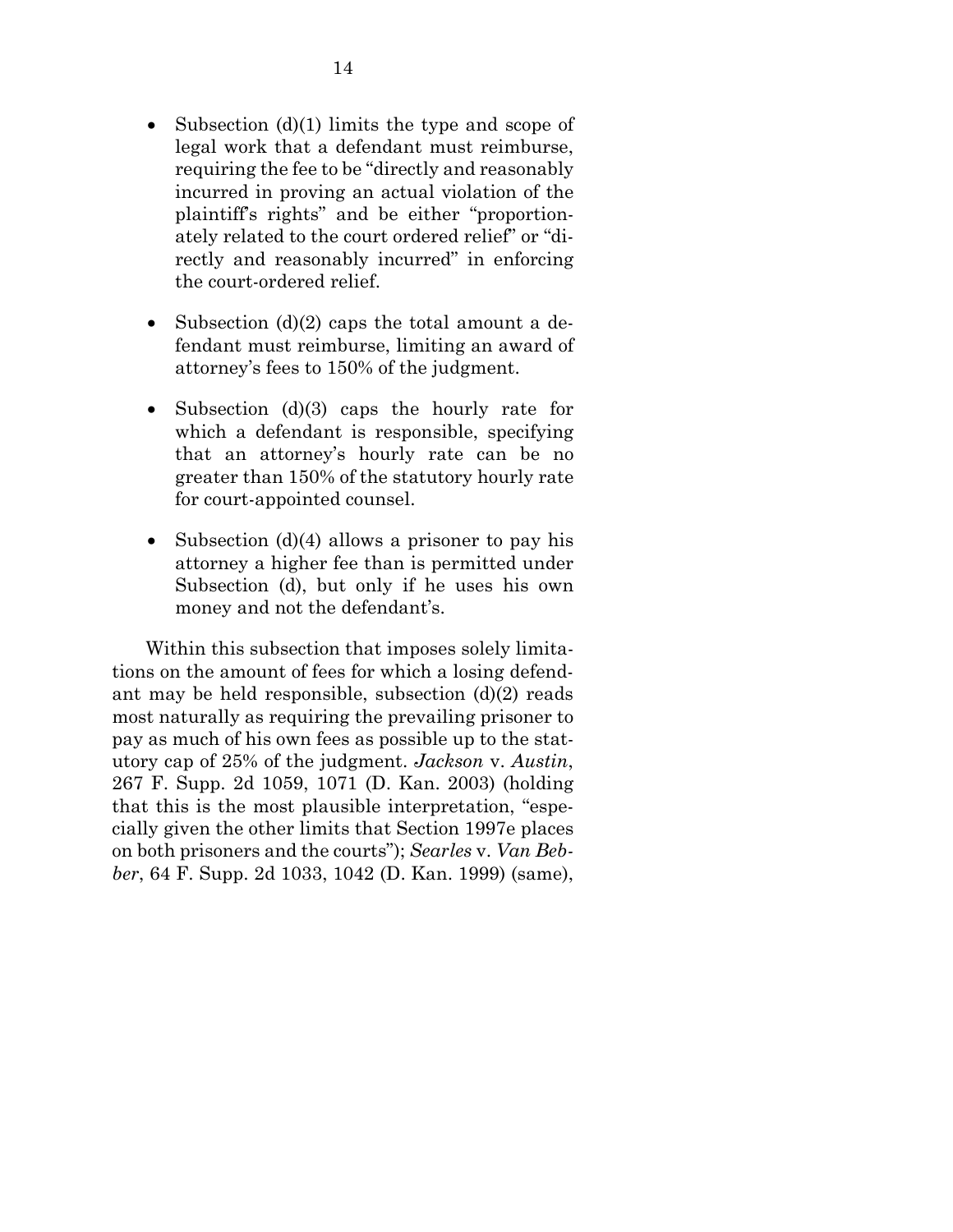- Subsection (d)(1) limits the type and scope of legal work that a defendant must reimburse, requiring the fee to be "directly and reasonably incurred in proving an actual violation of the plaintiff's rights" and be either "proportionately related to the court ordered relief" or "directly and reasonably incurred" in enforcing the court-ordered relief.

- Subsection (d)(2) caps the total amount a defendant must reimburse, limiting an award of attorney's fees to 150% of the judgment.

- Subsection (d)(3) caps the hourly rate for which a defendant is responsible, specifying that an attorney's hourly rate can be no greater than 150% of the statutory hourly rate for court-appointed counsel.

- Subsection (d)(4) allows a prisoner to pay his attorney a higher fee than is permitted under Subsection (d), but only if he uses his own money and not the defendant's.

Within this subsection that imposes solely limitations on the amount of fees for which a losing defendant may be held responsible, subsection (d)(2) reads most naturally as requiring the prevailing prisoner to pay as much of his own fees as possible up to the statutory cap of 25% of the judgment. *Jackson* v. *Austin*, 267 F. Supp. 2d 1059, 1071 (D. Kan. 2003) (holding that this is the most plausible interpretation, "especially given the other limits that Section 1997e places on both prisoners and the courts"); *Searles* v. *Van Bebber*, 64 F. Supp. 2d 1033, 1042 (D. Kan. 1999) (same),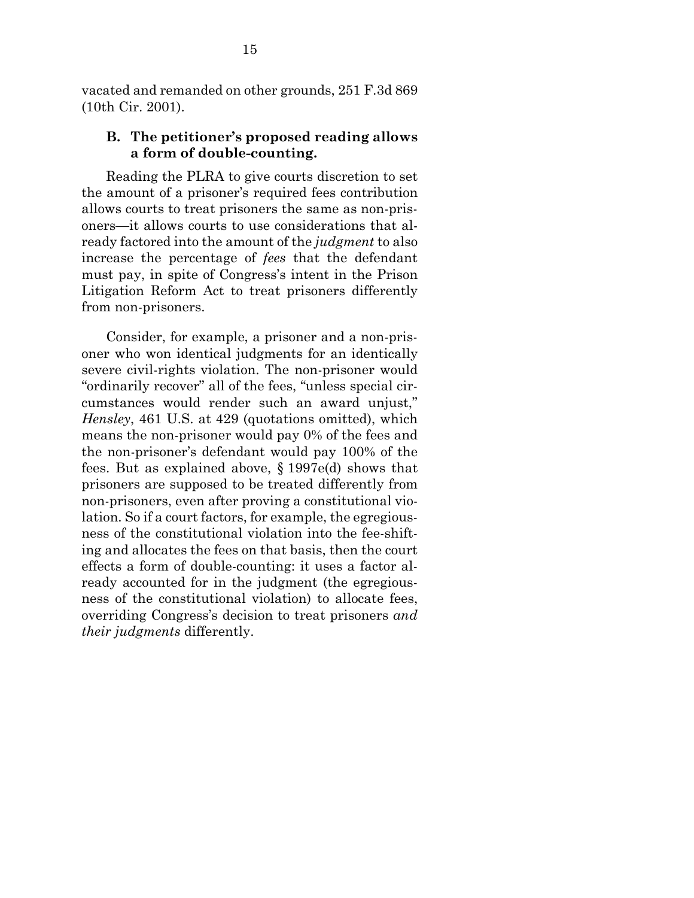vacated and remanded on other grounds, 251 F.3d 869 (10th Cir. 2001).

### B. The petitioner's proposed reading allows a form of double-counting.

Reading the PLRA to give courts discretion to set the amount of a prisoner's required fees contribution allows courts to treat prisoners the same as non-prisoners—it allows courts to use considerations that already factored into the amount of the *judgment* to also increase the percentage of *fees* that the defendant must pay, in spite of Congress's intent in the Prison Litigation Reform Act to treat prisoners differently from non-prisoners.

Consider, for example, a prisoner and a non-prisoner who won identical judgments for an identically severe civil-rights violation. The non-prisoner would "ordinarily recover" all of the fees, "unless special circumstances would render such an award unjust," *Hensley*, 461 U.S. at 429 (quotations omitted), which means the non-prisoner would pay 0% of the fees and the non-prisoner's defendant would pay 100% of the fees. But as explained above, § 1997e(d) shows that prisoners are supposed to be treated differently from non-prisoners, even after proving a constitutional violation. So if a court factors, for example, the egregiousness of the constitutional violation into the fee-shifting and allocates the fees on that basis, then the court effects a form of double-counting: it uses a factor already accounted for in the judgment (the egregiousness of the constitutional violation) to allocate fees, overriding Congress's decision to treat prisoners *and their judgments* differently.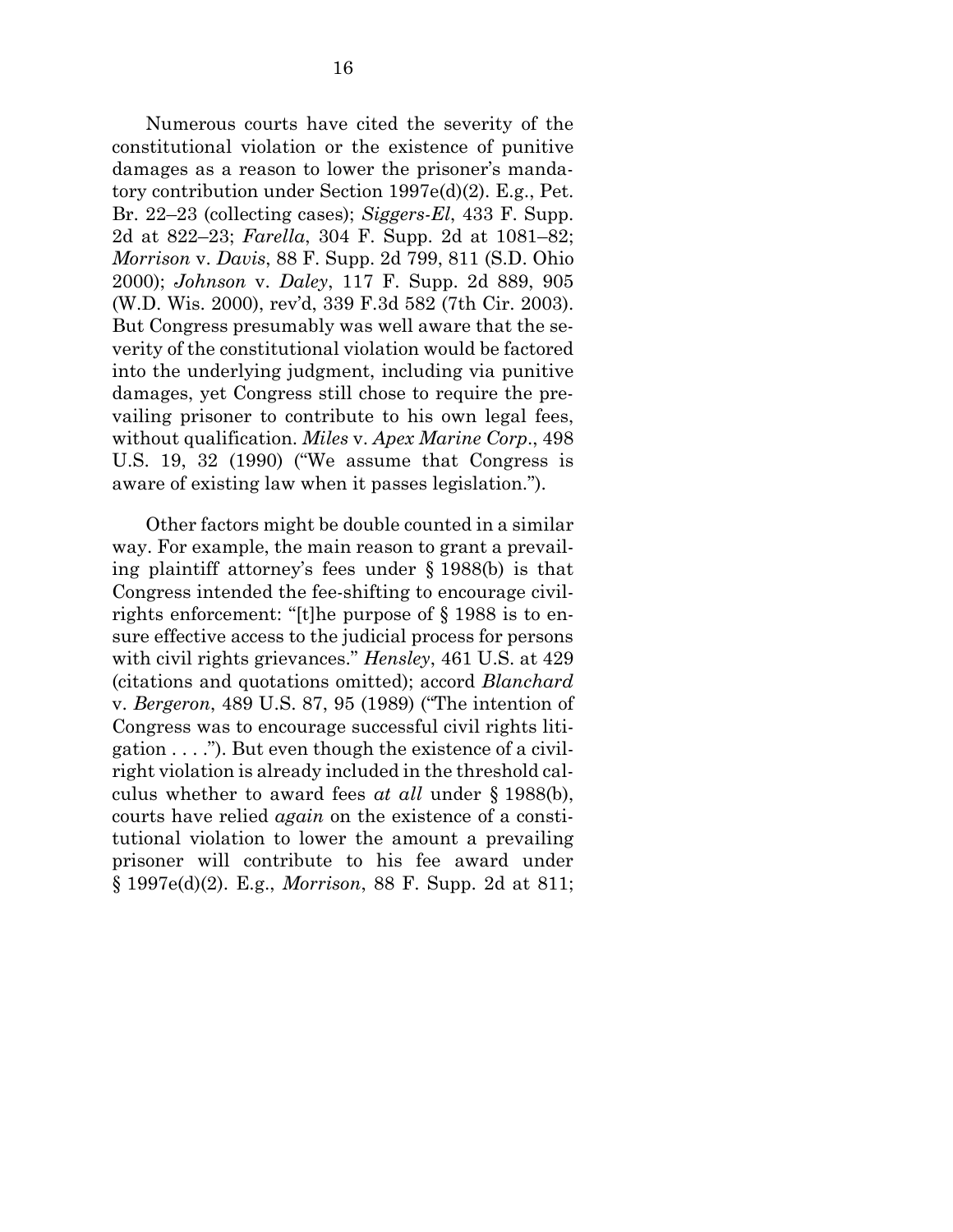Numerous courts have cited the severity of the constitutional violation or the existence of punitive damages as a reason to lower the prisoner's mandatory contribution under Section 1997e(d)(2). E.g., Pet. Br. 22–23 (collecting cases); *Siggers-El*, 433 F. Supp. 2d at 822–23; *Farella*, 304 F. Supp. 2d at 1081–82; *Morrison* v. *Davis*, 88 F. Supp. 2d 799, 811 (S.D. Ohio 2000); *Johnson* v. *Daley*, 117 F. Supp. 2d 889, 905 (W.D. Wis. 2000), rev'd, 339 F.3d 582 (7th Cir. 2003). But Congress presumably was well aware that the severity of the constitutional violation would be factored into the underlying judgment, including via punitive damages, yet Congress still chose to require the prevailing prisoner to contribute to his own legal fees, without qualification. *Miles* v. *Apex Marine Corp*., 498 U.S. 19, 32 (1990) ("We assume that Congress is aware of existing law when it passes legislation.").

Other factors might be double counted in a similar way. For example, the main reason to grant a prevailing plaintiff attorney's fees under § 1988(b) is that Congress intended the fee-shifting to encourage civil-rights enforcement: "[t]he purpose of § 1988 is to ensure effective access to the judicial process for persons with civil rights grievances." *Hensley*, 461 U.S. at 429 (citations and quotations omitted); accord *Blanchard* v. *Bergeron*, 489 U.S. 87, 95 (1989) ("The intention of Congress was to encourage successful civil rights litigation . . . ."). But even though the existence of a civil-right violation is already included in the threshold calculus whether to award fees *at all* under § 1988(b), courts have relied *again* on the existence of a constitutional violation to lower the amount a prevailing prisoner will contribute to his fee award under § 1997e(d)(2). E.g., *Morrison*, 88 F. Supp. 2d at 811;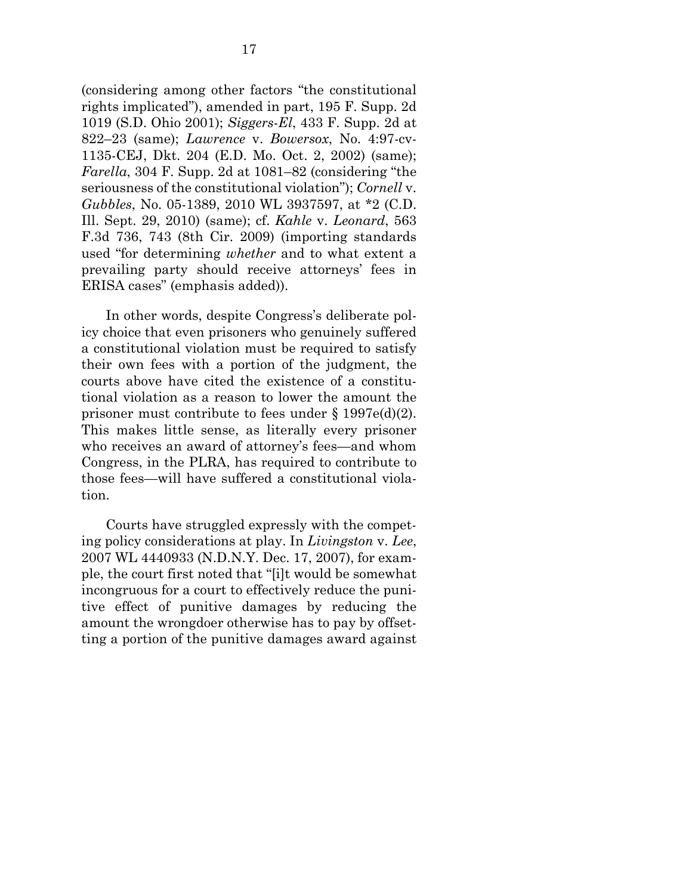(considering among other factors "the constitutional rights implicated"), amended in part, 195 F. Supp. 2d 1019 (S.D. Ohio 2001); *Siggers-El*, 433 F. Supp. 2d at 822–23 (same); *Lawrence* v. *Bowersox*, No. 4:97-cv-1135-CEJ, Dkt. 204 (E.D. Mo. Oct. 2, 2002) (same); *Farella*, 304 F. Supp. 2d at 1081–82 (considering "the seriousness of the constitutional violation"); *Cornell* v. *Gubbles*, No. 05-1389, 2010 WL 3937597, at *2 (C.D. Ill. Sept. 29, 2010) (same); cf. *Kahle* v. *Leonard*, 563 F.3d 736, 743 (8th Cir. 2009) (importing standards used "for determining *whether* and to what extent a prevailing party should receive attorneys' fees in ERISA cases" (emphasis added)).

In other words, despite Congress's deliberate policy choice that even prisoners who genuinely suffered a constitutional violation must be required to satisfy their own fees with a portion of the judgment, the courts above have cited the existence of a constitutional violation as a reason to lower the amount the prisoner must contribute to fees under § 1997e(d)(2). This makes little sense, as literally every prisoner who receives an award of attorney's fees—and whom Congress, in the PLRA, has required to contribute to those fees—will have suffered a constitutional violation.

Courts have struggled expressly with the competing policy considerations at play. In *Livingston* v. *Lee*, 2007 WL 4440933 (N.D.N.Y. Dec. 17, 2007), for example, the court first noted that "[i]t would be somewhat incongruous for a court to effectively reduce the punitive effect of punitive damages by reducing the amount the wrongdoer otherwise has to pay by offsetting a portion of the punitive damages award against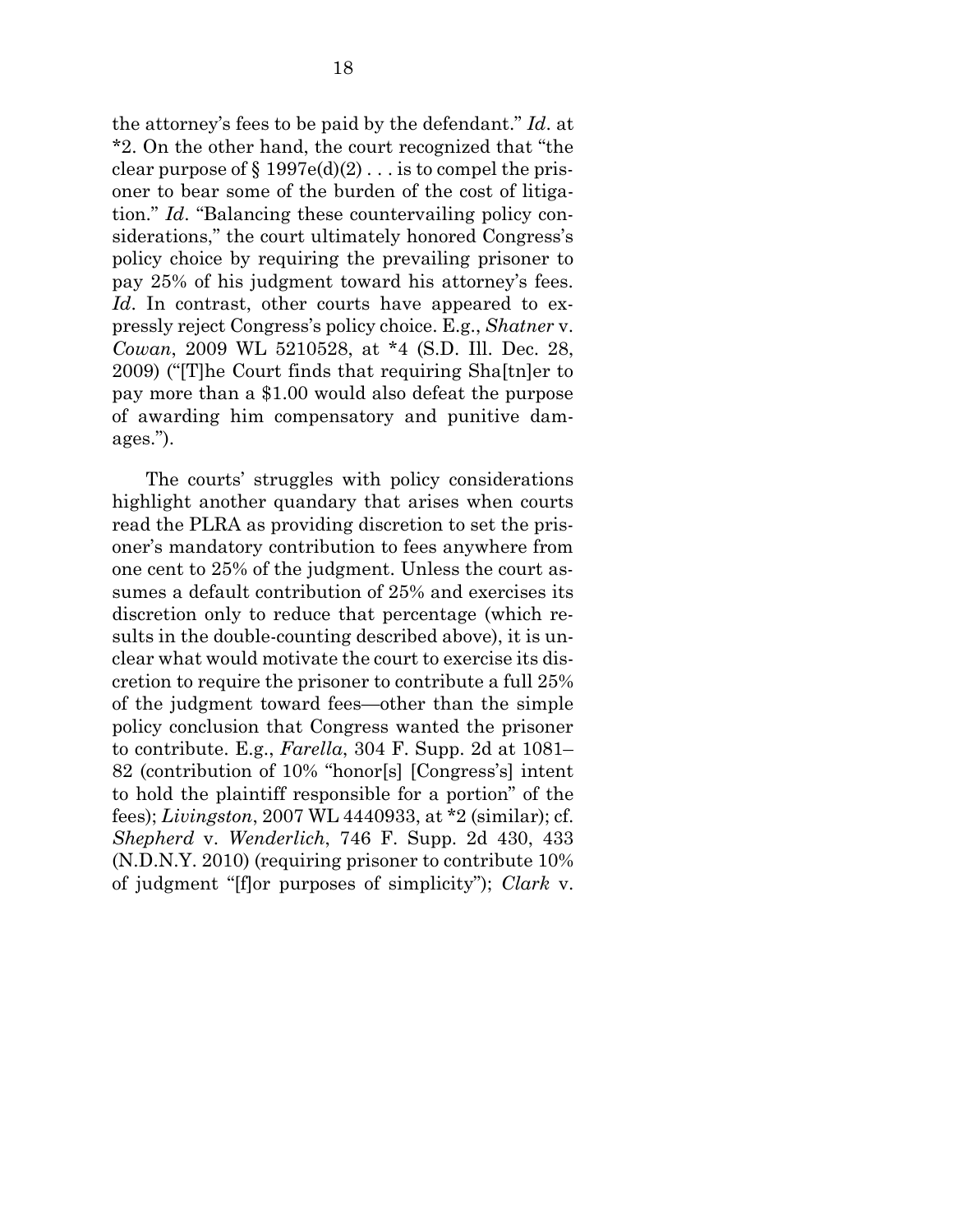the attorney's fees to be paid by the defendant." *Id*. at *2. On the other hand, the court recognized that "the clear purpose of § 1997e(d)(2) . . . is to compel the prisoner to bear some of the burden of the cost of litigation." *Id*. "Balancing these countervailing policy considerations," the court ultimately honored Congress's policy choice by requiring the prevailing prisoner to pay 25% of his judgment toward his attorney's fees. *Id*. In contrast, other courts have appeared to expressly reject Congress's policy choice. E.g., *Shatner* v. *Cowan*, 2009 WL 5210528, at *4 (S.D. Ill. Dec. 28, 2009) ("[T]he Court finds that requiring Sha[tn]er to pay more than a $1.00 would also defeat the purpose of awarding him compensatory and punitive damages.").

The courts' struggles with policy considerations highlight another quandary that arises when courts read the PLRA as providing discretion to set the prisoner's mandatory contribution to fees anywhere from one cent to 25% of the judgment. Unless the court assumes a default contribution of 25% and exercises its discretion only to reduce that percentage (which results in the double-counting described above), it is unclear what would motivate the court to exercise its discretion to require the prisoner to contribute a full 25% of the judgment toward fees—other than the simple policy conclusion that Congress wanted the prisoner to contribute. E.g., *Farella*, 304 F. Supp. 2d at 1081–82 (contribution of 10% "honor[s] [Congress's] intent to hold the plaintiff responsible for a portion" of the fees); *Livingston*, 2007 WL 4440933, at *2 (similar); cf. *Shepherd* v. *Wenderlich*, 746 F. Supp. 2d 430, 433 (N.D.N.Y. 2010) (requiring prisoner to contribute 10% of judgment "[f]or purposes of simplicity"); *Clark* v.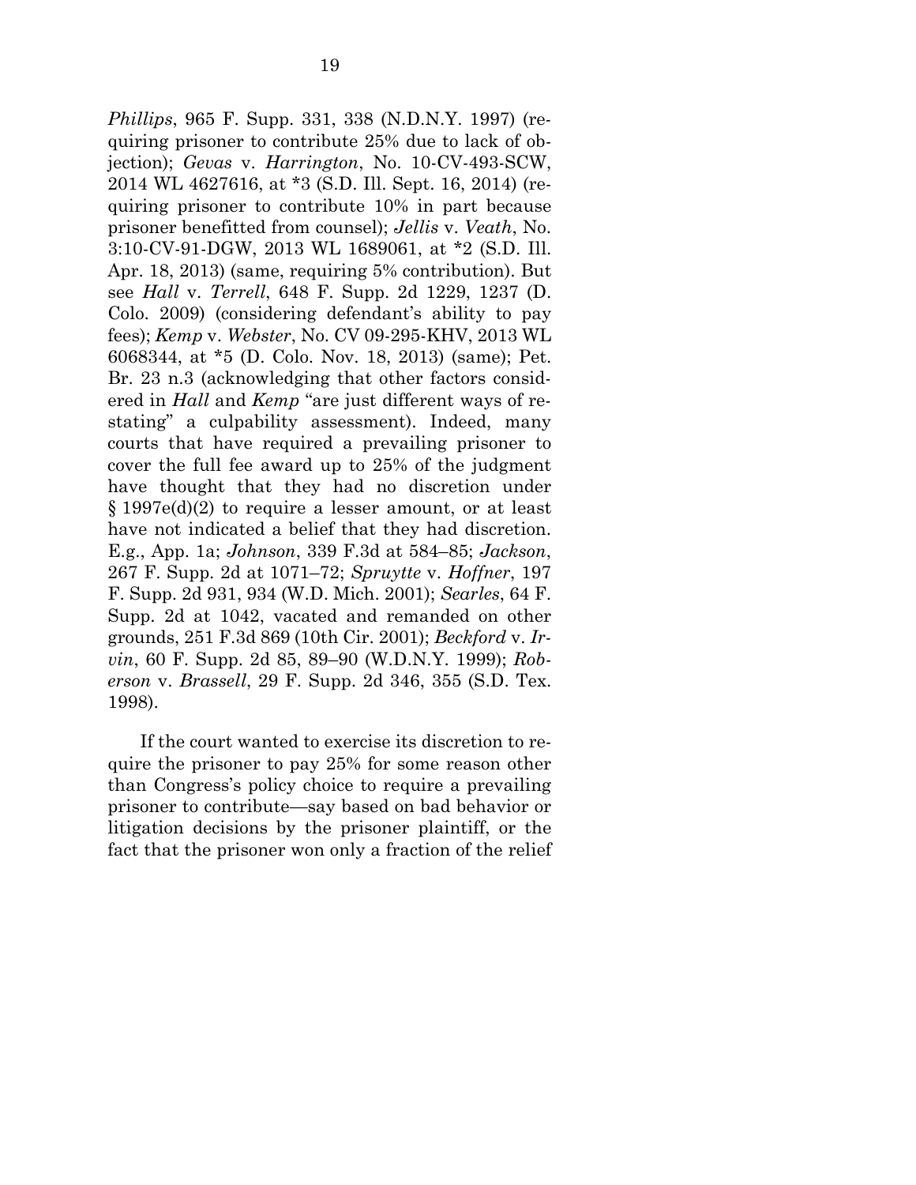*Phillips*, 965 F. Supp. 331, 338 (N.D.N.Y. 1997) (requiring prisoner to contribute 25% due to lack of objection); *Gevas* v. *Harrington*, No. 10-CV-493-SCW, 2014 WL 4627616, at *3 (S.D. Ill. Sept. 16, 2014) (requiring prisoner to contribute 10% in part because prisoner benefitted from counsel); *Jellis* v. *Veath*, No. 3:10-CV-91-DGW, 2013 WL 1689061, at *2 (S.D. Ill. Apr. 18, 2013) (same, requiring 5% contribution). But see *Hall* v. *Terrell*, 648 F. Supp. 2d 1229, 1237 (D. Colo. 2009) (considering defendant's ability to pay fees); *Kemp* v. *Webster*, No. CV 09-295-KHV, 2013 WL 6068344, at *5 (D. Colo. Nov. 18, 2013) (same); Pet. Br. 23 n.3 (acknowledging that other factors considered in *Hall* and *Kemp* "are just different ways of restating" a culpability assessment). Indeed, many courts that have required a prevailing prisoner to cover the full fee award up to 25% of the judgment have thought that they had no discretion under § 1997e(d)(2) to require a lesser amount, or at least have not indicated a belief that they had discretion. E.g., App. 1a; *Johnson*, 339 F.3d at 584–85; *Jackson*, 267 F. Supp. 2d at 1071–72; *Spruytte* v. *Hoffner*, 197 F. Supp. 2d 931, 934 (W.D. Mich. 2001); *Searles*, 64 F. Supp. 2d at 1042, vacated and remanded on other grounds, 251 F.3d 869 (10th Cir. 2001); *Beckford* v. *Irvin*, 60 F. Supp. 2d 85, 89–90 (W.D.N.Y. 1999); *Roberson* v. *Brassell*, 29 F. Supp. 2d 346, 355 (S.D. Tex. 1998).

If the court wanted to exercise its discretion to require the prisoner to pay 25% for some reason other than Congress's policy choice to require a prevailing prisoner to contribute—say based on bad behavior or litigation decisions by the prisoner plaintiff, or the fact that the prisoner won only a fraction of the relief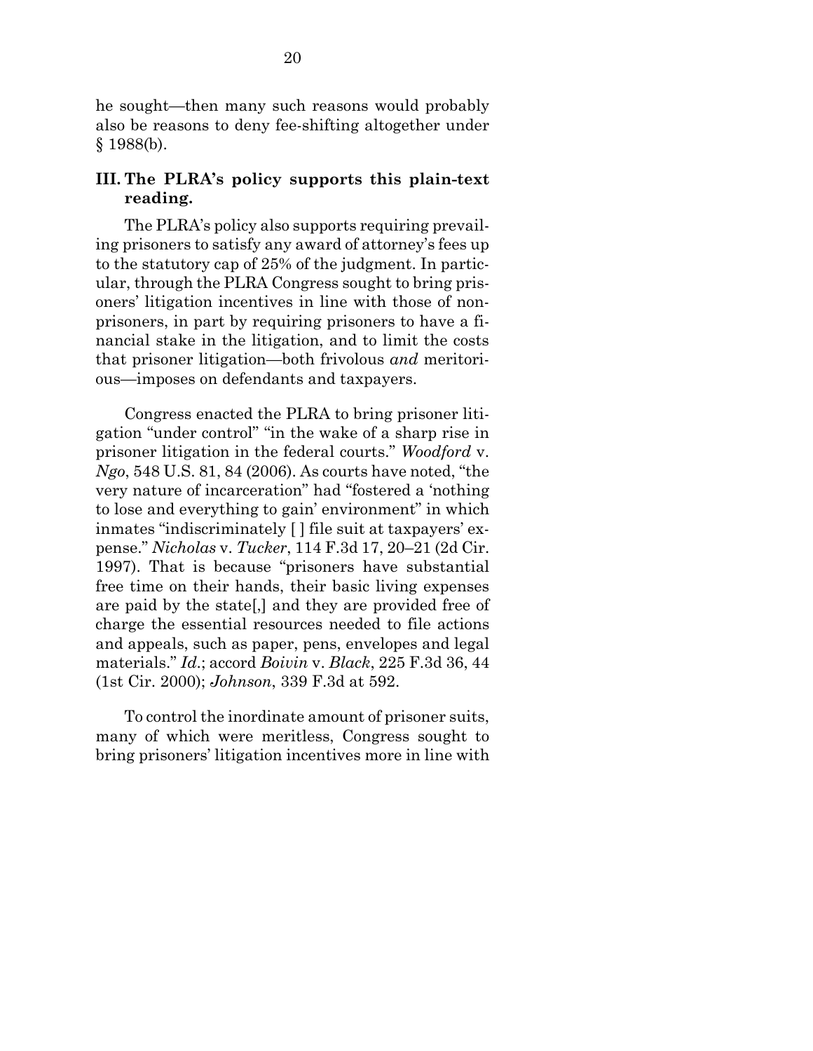he sought—then many such reasons would probably also be reasons to deny fee-shifting altogether under § 1988(b).

### III. The PLRA's policy supports this plain-text reading.

The PLRA's policy also supports requiring prevailing prisoners to satisfy any award of attorney's fees up to the statutory cap of 25% of the judgment. In particular, through the PLRA Congress sought to bring prisoners' litigation incentives in line with those of non-prisoners, in part by requiring prisoners to have a financial stake in the litigation, and to limit the costs that prisoner litigation—both frivolous *and* meritorious—imposes on defendants and taxpayers.

Congress enacted the PLRA to bring prisoner litigation "under control" "in the wake of a sharp rise in prisoner litigation in the federal courts." *Woodford* v. *Ngo*, 548 U.S. 81, 84 (2006). As courts have noted, "the very nature of incarceration" had "fostered a 'nothing to lose and everything to gain' environment" in which inmates "indiscriminately [ ] file suit at taxpayers' expense." *Nicholas* v. *Tucker*, 114 F.3d 17, 20–21 (2d Cir. 1997). That is because "prisoners have substantial free time on their hands, their basic living expenses are paid by the state[,] and they are provided free of charge the essential resources needed to file actions and appeals, such as paper, pens, envelopes and legal materials." *Id.*; accord *Boivin* v. *Black*, 225 F.3d 36, 44 (1st Cir. 2000); *Johnson*, 339 F.3d at 592.

To control the inordinate amount of prisoner suits, many of which were meritless, Congress sought to bring prisoners' litigation incentives more in line with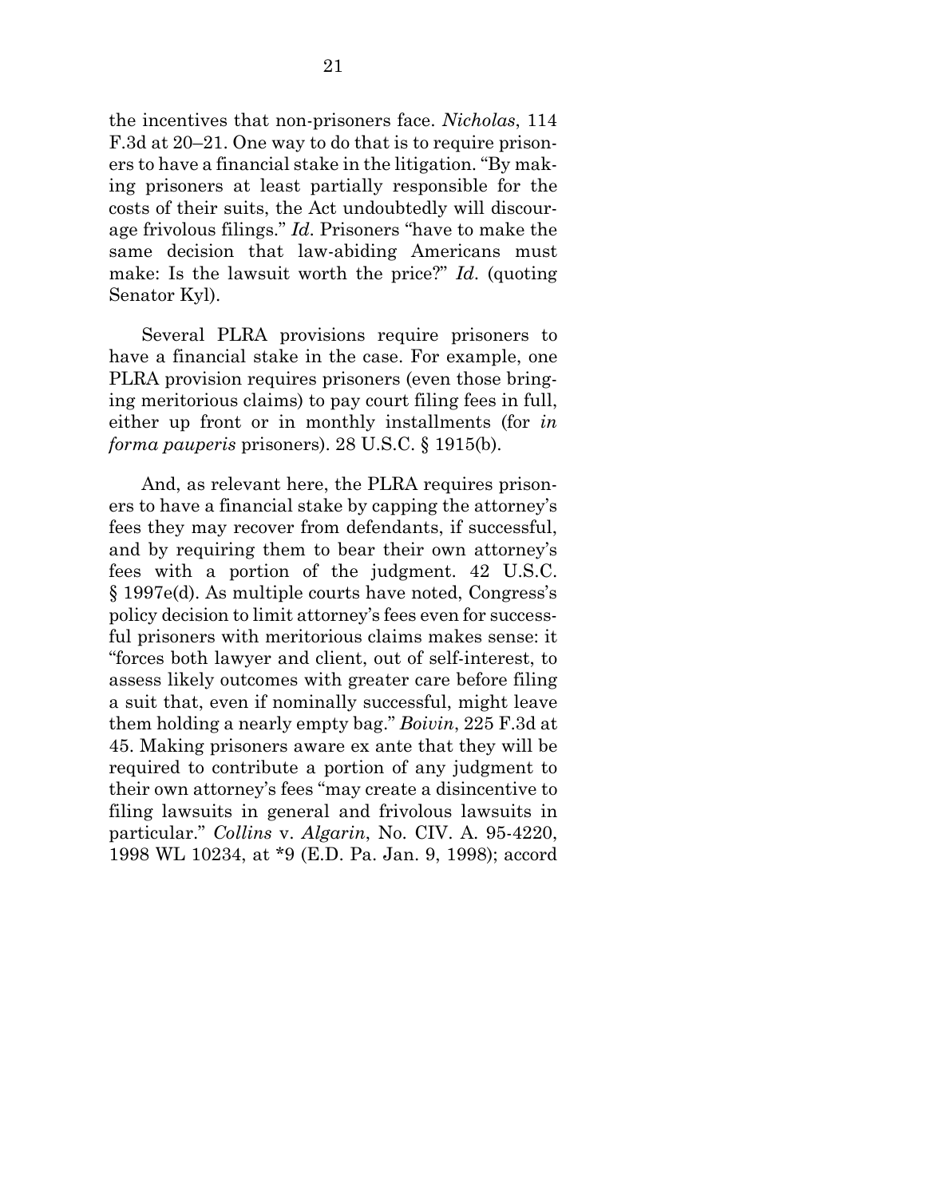the incentives that non-prisoners face. *Nicholas*, 114 F.3d at 20–21. One way to do that is to require prisoners to have a financial stake in the litigation. "By making prisoners at least partially responsible for the costs of their suits, the Act undoubtedly will discourage frivolous filings." *Id*. Prisoners "have to make the same decision that law-abiding Americans must make: Is the lawsuit worth the price?" *Id*. (quoting Senator Kyl).

Several PLRA provisions require prisoners to have a financial stake in the case. For example, one PLRA provision requires prisoners (even those bringing meritorious claims) to pay court filing fees in full, either up front or in monthly installments (for *in forma pauperis* prisoners). 28 U.S.C. § 1915(b).

And, as relevant here, the PLRA requires prisoners to have a financial stake by capping the attorney's fees they may recover from defendants, if successful, and by requiring them to bear their own attorney's fees with a portion of the judgment. 42 U.S.C. § 1997e(d). As multiple courts have noted, Congress's policy decision to limit attorney's fees even for successful prisoners with meritorious claims makes sense: it "forces both lawyer and client, out of self-interest, to assess likely outcomes with greater care before filing a suit that, even if nominally successful, might leave them holding a nearly empty bag." *Boivin*, 225 F.3d at 45. Making prisoners aware ex ante that they will be required to contribute a portion of any judgment to their own attorney's fees "may create a disincentive to filing lawsuits in general and frivolous lawsuits in particular." *Collins* v. *Algarin*, No. CIV. A. 95-4220, 1998 WL 10234, at *9 (E.D. Pa. Jan. 9, 1998); accord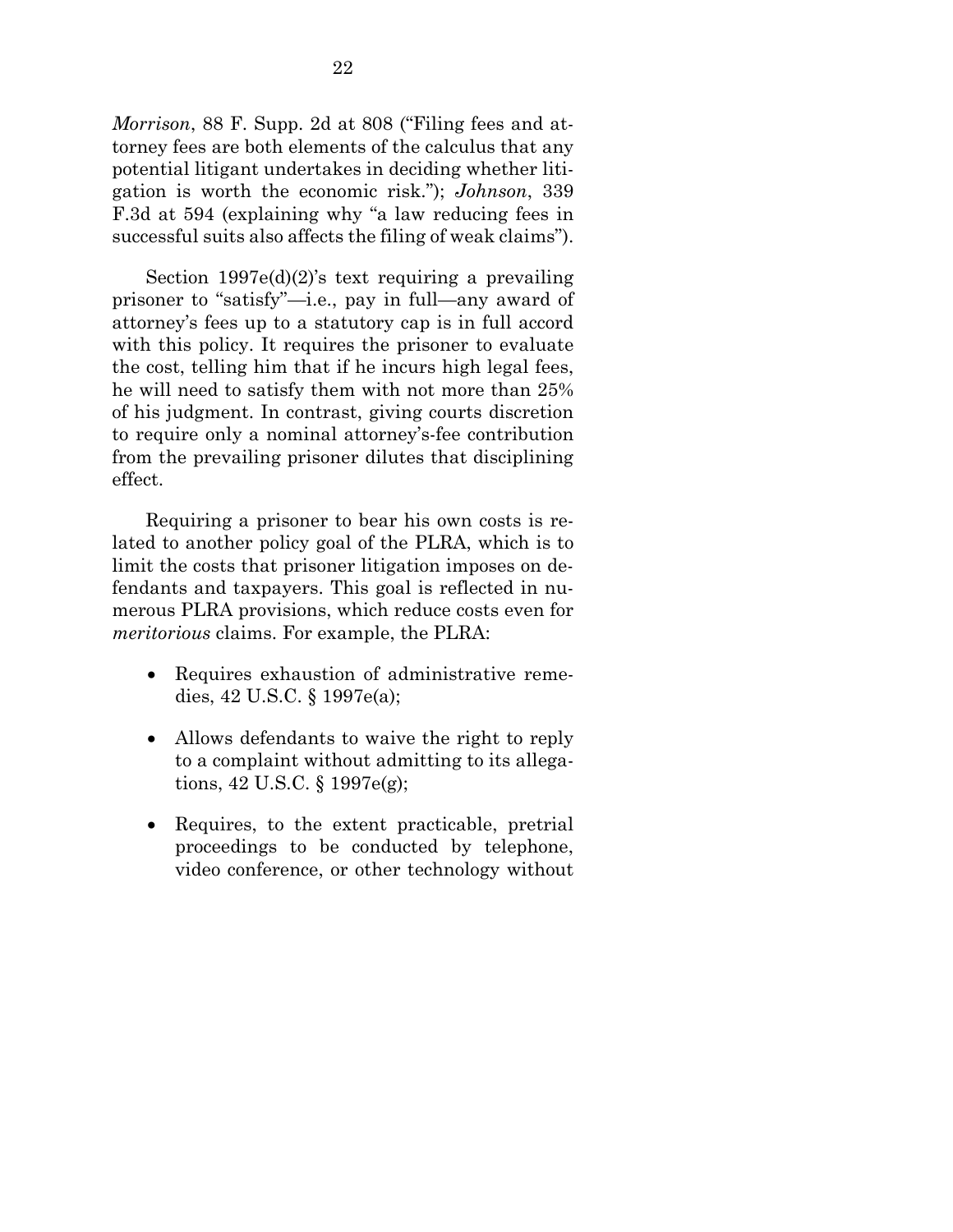*Morrison*, 88 F. Supp. 2d at 808 ("Filing fees and attorney fees are both elements of the calculus that any potential litigant undertakes in deciding whether litigation is worth the economic risk."); *Johnson*, 339 F.3d at 594 (explaining why "a law reducing fees in successful suits also affects the filing of weak claims").

Section 1997e(d)(2)'s text requiring a prevailing prisoner to "satisfy"—i.e., pay in full—any award of attorney's fees up to a statutory cap is in full accord with this policy. It requires the prisoner to evaluate the cost, telling him that if he incurs high legal fees, he will need to satisfy them with not more than 25% of his judgment. In contrast, giving courts discretion to require only a nominal attorney's-fee contribution from the prevailing prisoner dilutes that disciplining effect.

Requiring a prisoner to bear his own costs is related to another policy goal of the PLRA, which is to limit the costs that prisoner litigation imposes on defendants and taxpayers. This goal is reflected in numerous PLRA provisions, which reduce costs even for *meritorious* claims. For example, the PLRA:

- Requires exhaustion of administrative remedies, 42 U.S.C. § 1997e(a);
- Allows defendants to waive the right to reply to a complaint without admitting to its allegations, 42 U.S.C. § 1997e(g);
- Requires, to the extent practicable, pretrial proceedings to be conducted by telephone, video conference, or other technology without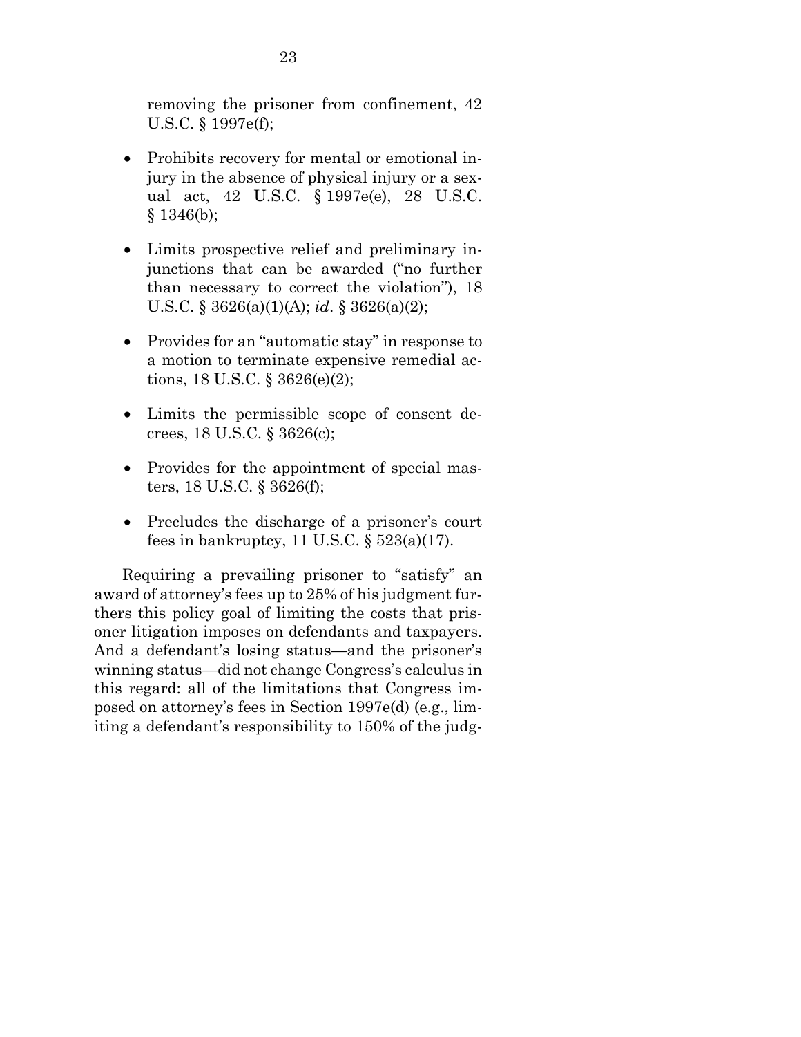removing the prisoner from confinement, 42 U.S.C. § 1997e(f);

- Prohibits recovery for mental or emotional injury in the absence of physical injury or a sexual act, 42 U.S.C. § 1997e(e), 28 U.S.C. § 1346(b);
- Limits prospective relief and preliminary injunctions that can be awarded ("no further than necessary to correct the violation"), 18 U.S.C. § 3626(a)(1)(A); *id*. § 3626(a)(2);
- Provides for an "automatic stay" in response to a motion to terminate expensive remedial actions, 18 U.S.C. § 3626(e)(2);
- Limits the permissible scope of consent decrees, 18 U.S.C. § 3626(c);
- Provides for the appointment of special masters, 18 U.S.C. § 3626(f);
- Precludes the discharge of a prisoner's court fees in bankruptcy, 11 U.S.C. § 523(a)(17).

Requiring a prevailing prisoner to "satisfy" an award of attorney's fees up to 25% of his judgment furthers this policy goal of limiting the costs that prisoner litigation imposes on defendants and taxpayers. And a defendant's losing status—and the prisoner's winning status—did not change Congress's calculus in this regard: all of the limitations that Congress imposed on attorney's fees in Section 1997e(d) (e.g., limiting a defendant's responsibility to 150% of the judg-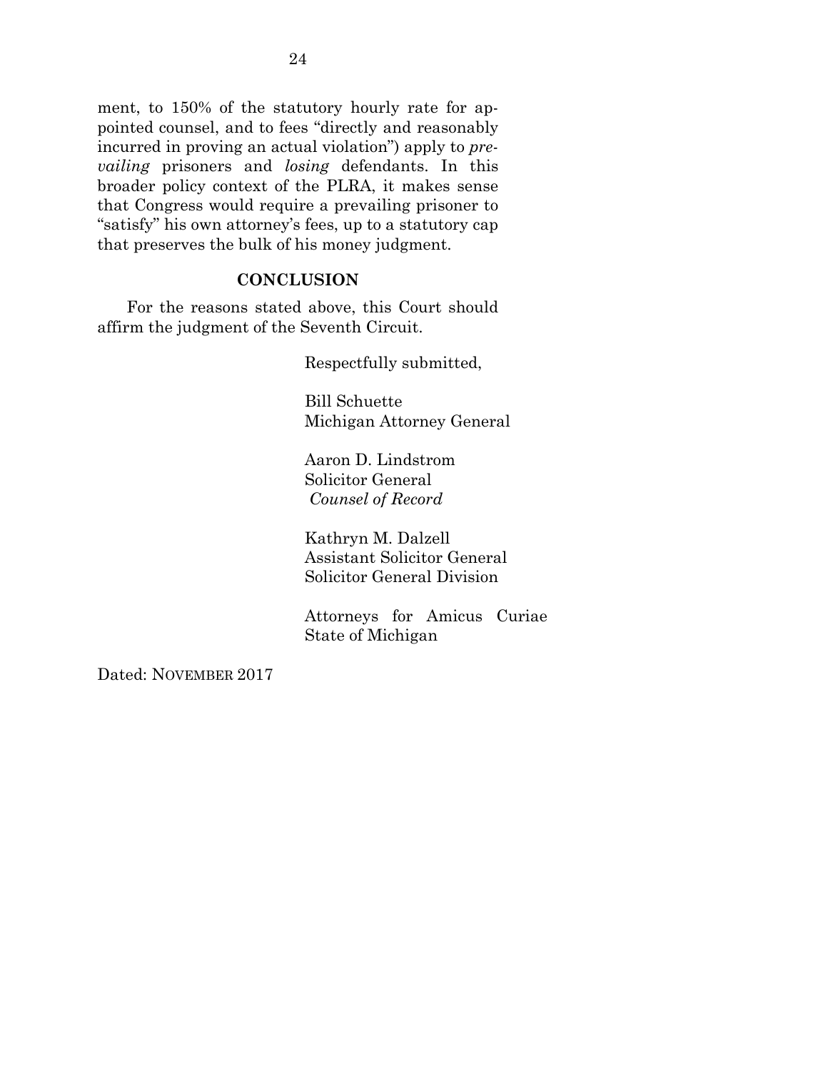ment, to 150% of the statutory hourly rate for appointed counsel, and to fees "directly and reasonably incurred in proving an actual violation") apply to *prevailing* prisoners and *losing* defendants. In this broader policy context of the PLRA, it makes sense that Congress would require a prevailing prisoner to "satisfy" his own attorney's fees, up to a statutory cap that preserves the bulk of his money judgment.

## CONCLUSION

For the reasons stated above, this Court should affirm the judgment of the Seventh Circuit.

Respectfully submitted,

Bill Schuette
Michigan Attorney General

Aaron D. Lindstrom
Solicitor General
*Counsel of Record*

Kathryn M. Dalzell
Assistant Solicitor General
Solicitor General Division

Attorneys for Amicus Curiae
State of Michigan

Dated: NOVEMBER 2017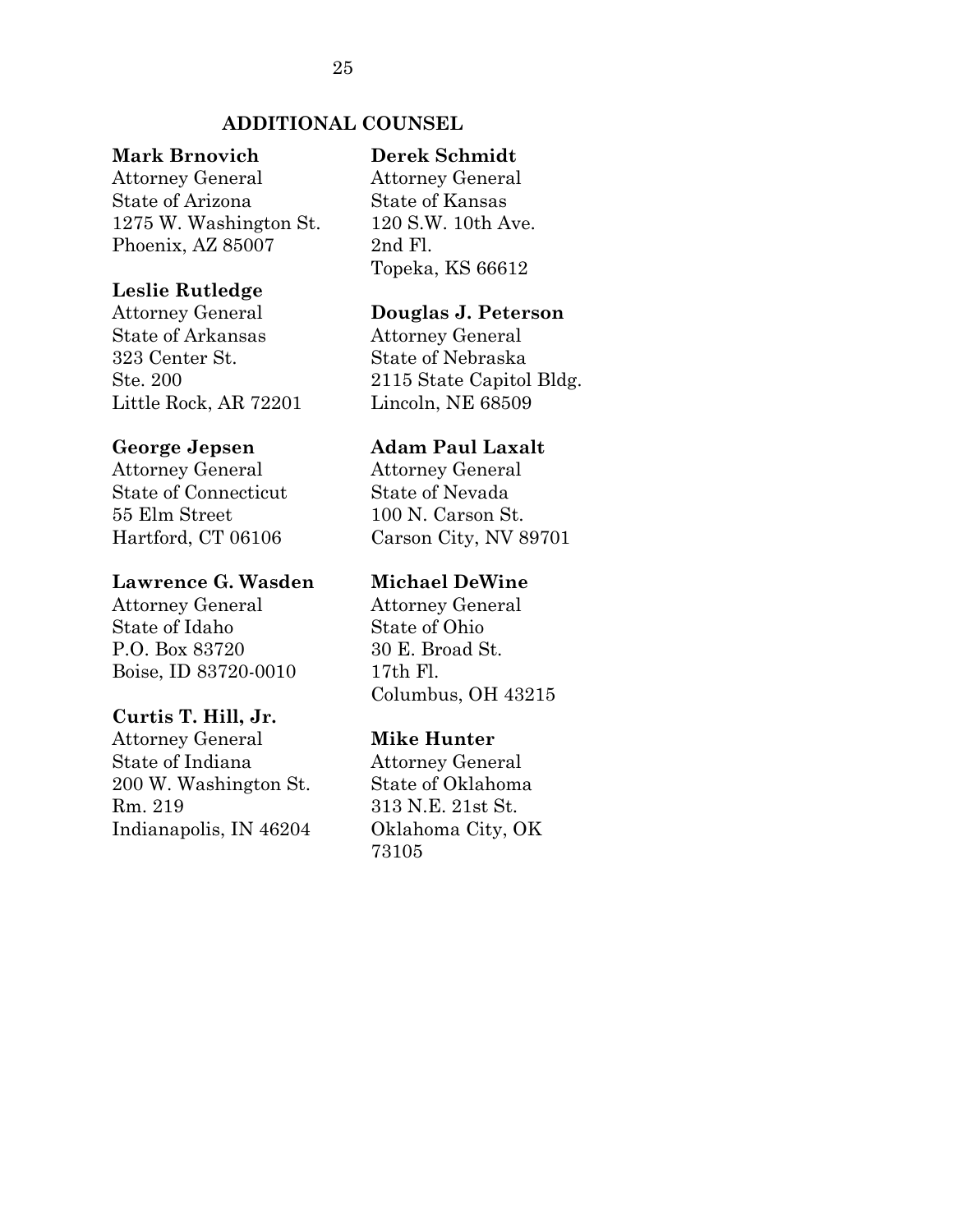## ADDITIONAL COUNSEL

**Mark Brnovich**
Attorney General
State of Arizona
1275 W. Washington St.
Phoenix, AZ 85007

**Leslie Rutledge**
Attorney General
State of Arkansas
323 Center St.
Ste. 200
Little Rock, AR 72201

**George Jepsen**
Attorney General
State of Connecticut
55 Elm Street
Hartford, CT 06106

**Lawrence G. Wasden**
Attorney General
State of Idaho
P.O. Box 83720
Boise, ID 83720-0010

**Curtis T. Hill, Jr.**
Attorney General
State of Indiana
200 W. Washington St.
Rm. 219
Indianapolis, IN 46204

**Derek Schmidt**
Attorney General
State of Kansas
120 S.W. 10th Ave.
2nd Fl.
Topeka, KS 66612

**Douglas J. Peterson**
Attorney General
State of Nebraska
2115 State Capitol Bldg.
Lincoln, NE 68509

**Adam Paul Laxalt**
Attorney General
State of Nevada
100 N. Carson St.
Carson City, NV 89701

**Michael DeWine**
Attorney General
State of Ohio
30 E. Broad St.
17th Fl.
Columbus, OH 43215

**Mike Hunter**
Attorney General
State of Oklahoma
313 N.E. 21st St.
Oklahoma City, OK
73105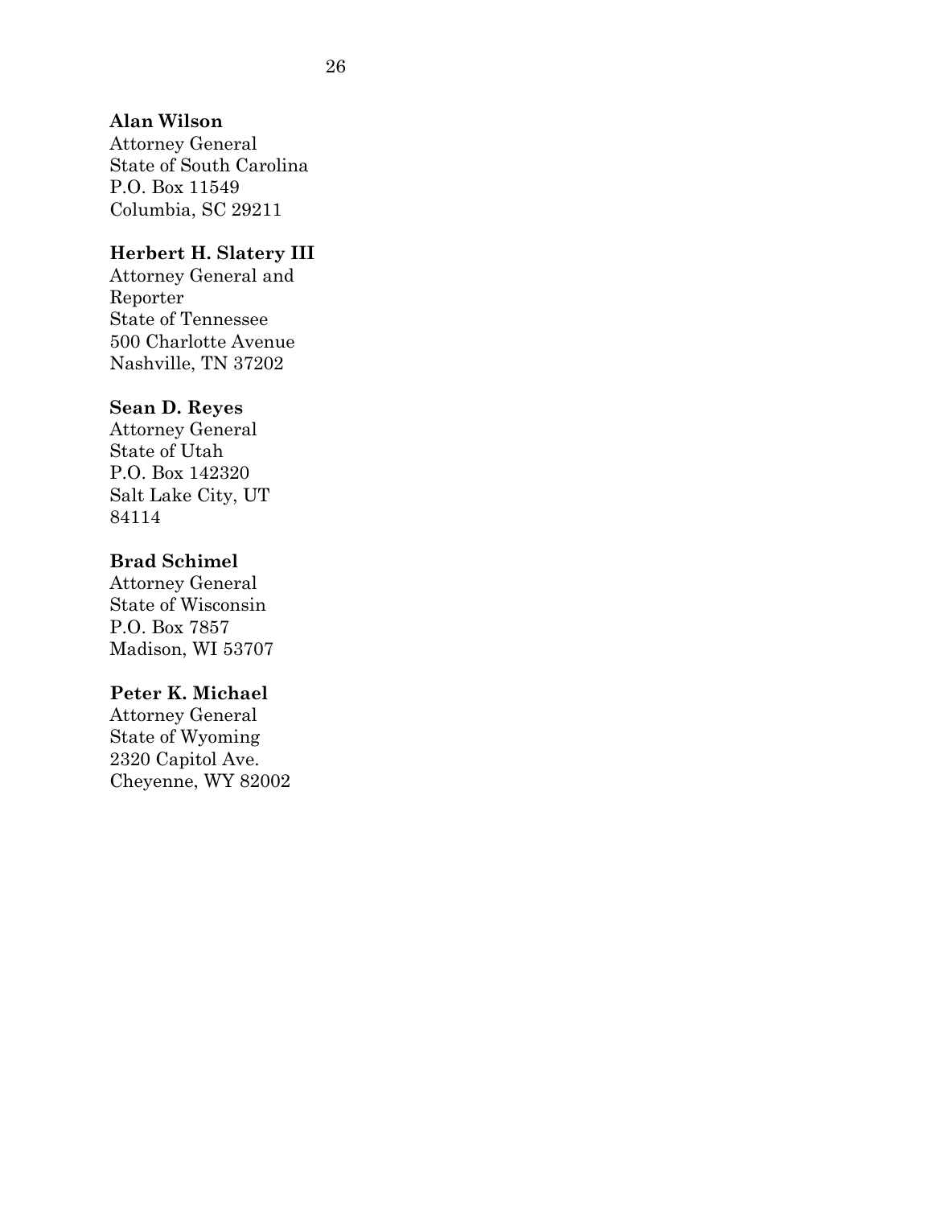**Alan Wilson**
Attorney General
State of South Carolina
P.O. Box 11549
Columbia, SC 29211

**Herbert H. Slatery III**
Attorney General and
Reporter
State of Tennessee
500 Charlotte Avenue
Nashville, TN 37202

**Sean D. Reyes**
Attorney General
State of Utah
P.O. Box 142320
Salt Lake City, UT
84114

**Brad Schimel**
Attorney General
State of Wisconsin
P.O. Box 7857
Madison, WI 53707

**Peter K. Michael**
Attorney General
State of Wyoming
2320 Capitol Ave.
Cheyenne, WY 82002